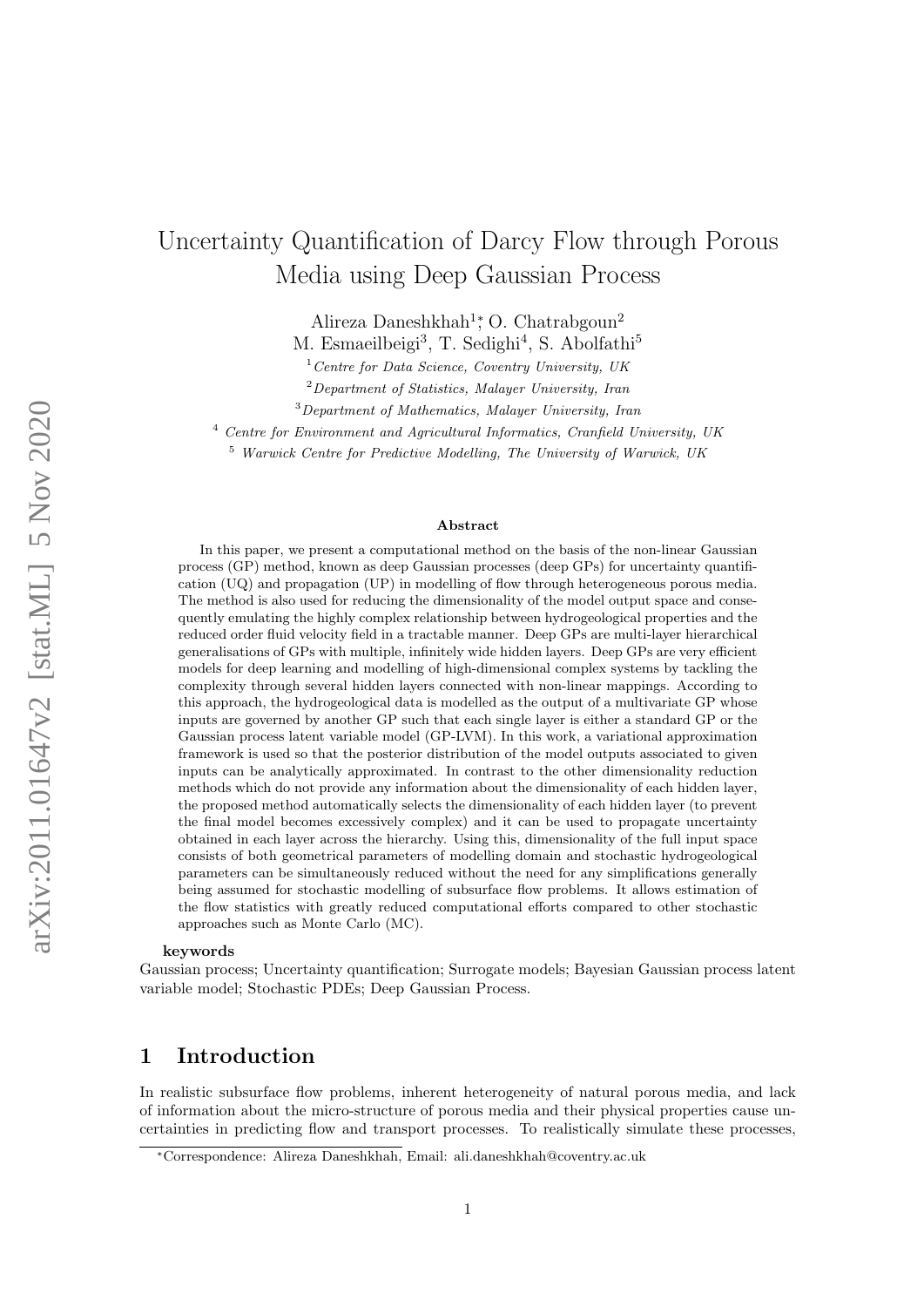# Uncertainty Quantification of Darcy Flow through Porous Media using Deep Gaussian Process

Alireza Daneshkhah[1]*, O. Chatrabgoun[2]
M. Esmaeilbeigi[3], T. Sedighi[4], S. Abolfathi[5]

[1] *Centre for Data Science, Coventry University, UK*

[2] *Department of Statistics, Malayer University, Iran*

[3] *Department of Mathematics, Malayer University, Iran*

[4] *Centre for Environment and Agricultural Informatics, Cranfield University, UK*

[5] *Warwick Centre for Predictive Modelling, The University of Warwick, UK*

### Abstract

In this paper, we present a computational method on the basis of the non-linear Gaussian process (GP) method, known as deep Gaussian processes (deep GPs) for uncertainty quantification (UQ) and propagation (UP) in modelling of flow through heterogeneous porous media. The method is also used for reducing the dimensionality of the model output space and consequently emulating the highly complex relationship between hydrogeological properties and the reduced order fluid velocity field in a tractable manner. Deep GPs are multi-layer hierarchical generalisations of GPs with multiple, infinitely wide hidden layers. Deep GPs are very efficient models for deep learning and modelling of high-dimensional complex systems by tackling the complexity through several hidden layers connected with non-linear mappings. According to this approach, the hydrogeological data is modelled as the output of a multivariate GP whose inputs are governed by another GP such that each single layer is either a standard GP or the Gaussian process latent variable model (GP-LVM). In this work, a variational approximation framework is used so that the posterior distribution of the model outputs associated to given inputs can be analytically approximated. In contrast to the other dimensionality reduction methods which do not provide any information about the dimensionality of each hidden layer, the proposed method automatically selects the dimensionality of each hidden layer (to prevent the final model becomes excessively complex) and it can be used to propagate uncertainty obtained in each layer across the hierarchy. Using this, dimensionality of the full input space consists of both geometrical parameters of modelling domain and stochastic hydrogeological parameters can be simultaneously reduced without the need for any simplifications generally being assumed for stochastic modelling of subsurface flow problems. It allows estimation of the flow statistics with greatly reduced computational efforts compared to other stochastic approaches such as Monte Carlo (MC).

**keywords**

Gaussian process; Uncertainty quantification; Surrogate models; Bayesian Gaussian process latent variable model; Stochastic PDEs; Deep Gaussian Process.

## 1 Introduction

In realistic subsurface flow problems, inherent heterogeneity of natural porous media, and lack of information about the micro-structure of porous media and their physical properties cause uncertainties in predicting flow and transport processes. To realistically simulate these processes,

*Correspondence: Alireza Daneshkhah, Email: ali.daneshkhah@coventry.ac.uk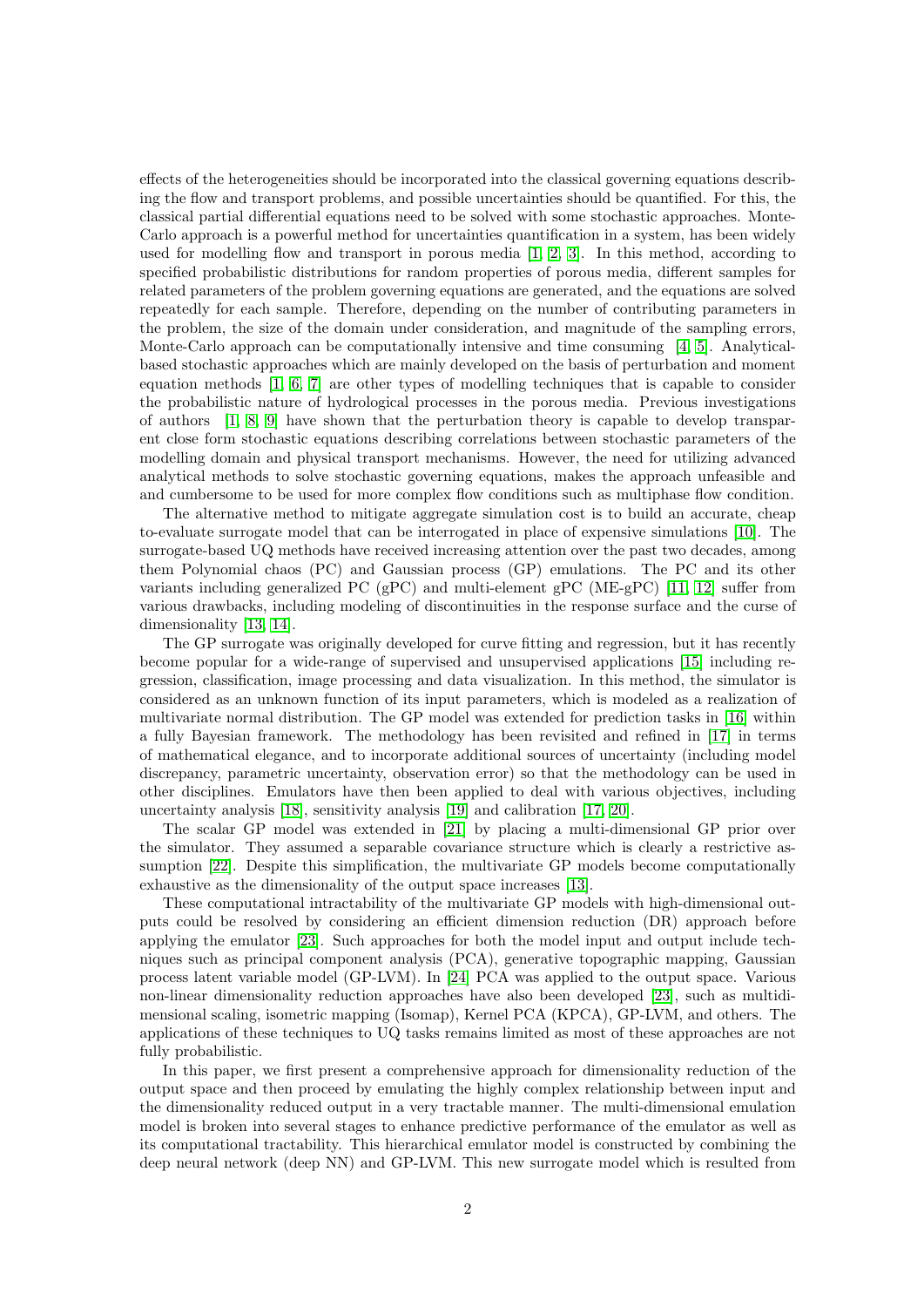effects of the heterogeneities should be incorporated into the classical governing equations describing the flow and transport problems, and possible uncertainties should be quantified. For this, the classical partial differential equations need to be solved with some stochastic approaches. Monte-Carlo approach is a powerful method for uncertainties quantification in a system, has been widely used for modelling flow and transport in porous media [1, 2, 3]. In this method, according to specified probabilistic distributions for random properties of porous media, different samples for related parameters of the problem governing equations are generated, and the equations are solved repeatedly for each sample. Therefore, depending on the number of contributing parameters in the problem, the size of the domain under consideration, and magnitude of the sampling errors, Monte-Carlo approach can be computationally intensive and time consuming [4, 5]. Analytical-based stochastic approaches which are mainly developed on the basis of perturbation and moment equation methods [1, 6, 7] are other types of modelling techniques that is capable to consider the probabilistic nature of hydrological processes in the porous media. Previous investigations of authors [1, 8, 9] have shown that the perturbation theory is capable to develop transparent close form stochastic equations describing correlations between stochastic parameters of the modelling domain and physical transport mechanisms. However, the need for utilizing advanced analytical methods to solve stochastic governing equations, makes the approach unfeasible and and cumbersome to be used for more complex flow conditions such as multiphase flow condition.

The alternative method to mitigate aggregate simulation cost is to build an accurate, cheap to-evaluate surrogate model that can be interrogated in place of expensive simulations [10]. The surrogate-based UQ methods have received increasing attention over the past two decades, among them Polynomial chaos (PC) and Gaussian process (GP) emulations. The PC and its other variants including generalized PC (gPC) and multi-element gPC (ME-gPC) [11, 12] suffer from various drawbacks, including modeling of discontinuities in the response surface and the curse of dimensionality [13, 14].

The GP surrogate was originally developed for curve fitting and regression, but it has recently become popular for a wide-range of supervised and unsupervised applications [15] including regression, classification, image processing and data visualization. In this method, the simulator is considered as an unknown function of its input parameters, which is modeled as a realization of multivariate normal distribution. The GP model was extended for prediction tasks in [16] within a fully Bayesian framework. The methodology has been revisited and refined in [17] in terms of mathematical elegance, and to incorporate additional sources of uncertainty (including model discrepancy, parametric uncertainty, observation error) so that the methodology can be used in other disciplines. Emulators have then been applied to deal with various objectives, including uncertainty analysis [18], sensitivity analysis [19] and calibration [17, 20].

The scalar GP model was extended in [21] by placing a multi-dimensional GP prior over the simulator. They assumed a separable covariance structure which is clearly a restrictive assumption [22]. Despite this simplification, the multivariate GP models become computationally exhaustive as the dimensionality of the output space increases [13].

These computational intractability of the multivariate GP models with high-dimensional outputs could be resolved by considering an efficient dimension reduction (DR) approach before applying the emulator [23]. Such approaches for both the model input and output include techniques such as principal component analysis (PCA), generative topographic mapping, Gaussian process latent variable model (GP-LVM). In [24] PCA was applied to the output space. Various non-linear dimensionality reduction approaches have also been developed [23], such as multidimensional scaling, isometric mapping (Isomap), Kernel PCA (KPCA), GP-LVM, and others. The applications of these techniques to UQ tasks remains limited as most of these approaches are not fully probabilistic.

In this paper, we first present a comprehensive approach for dimensionality reduction of the output space and then proceed by emulating the highly complex relationship between input and the dimensionality reduced output in a very tractable manner. The multi-dimensional emulation model is broken into several stages to enhance predictive performance of the emulator as well as its computational tractability. This hierarchical emulator model is constructed by combining the deep neural network (deep NN) and GP-LVM. This new surrogate model which is resulted from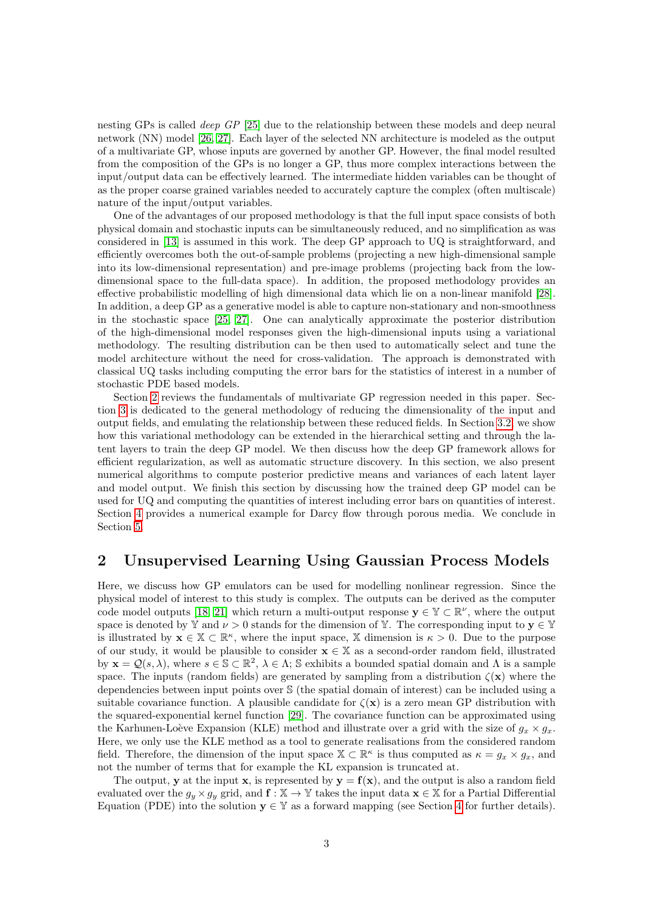nesting GPs is called *deep GP* [25] due to the relationship between these models and deep neural network (NN) model [26, 27]. Each layer of the selected NN architecture is modeled as the output of a multivariate GP, whose inputs are governed by another GP. However, the final model resulted from the composition of the GPs is no longer a GP, thus more complex interactions between the input/output data can be effectively learned. The intermediate hidden variables can be thought of as the proper coarse grained variables needed to accurately capture the complex (often multiscale) nature of the input/output variables.

One of the advantages of our proposed methodology is that the full input space consists of both physical domain and stochastic inputs can be simultaneously reduced, and no simplification as was considered in [13] is assumed in this work. The deep GP approach to UQ is straightforward, and efficiently overcomes both the out-of-sample problems (projecting a new high-dimensional sample into its low-dimensional representation) and pre-image problems (projecting back from the low-dimensional space to the full-data space). In addition, the proposed methodology provides an effective probabilistic modelling of high dimensional data which lie on a non-linear manifold [28]. In addition, a deep GP as a generative model is able to capture non-stationary and non-smoothness in the stochastic space [25, 27]. One can analytically approximate the posterior distribution of the high-dimensional model responses given the high-dimensional inputs using a variational methodology. The resulting distribution can be then used to automatically select and tune the model architecture without the need for cross-validation. The approach is demonstrated with classical UQ tasks including computing the error bars for the statistics of interest in a number of stochastic PDE based models.

Section 2 reviews the fundamentals of multivariate GP regression needed in this paper. Section 3 is dedicated to the general methodology of reducing the dimensionality of the input and output fields, and emulating the relationship between these reduced fields. In Section 3.2, we show how this variational methodology can be extended in the hierarchical setting and through the latent layers to train the deep GP model. We then discuss how the deep GP framework allows for efficient regularization, as well as automatic structure discovery. In this section, we also present numerical algorithms to compute posterior predictive means and variances of each latent layer and model output. We finish this section by discussing how the trained deep GP model can be used for UQ and computing the quantities of interest including error bars on quantities of interest. Section 4 provides a numerical example for Darcy flow through porous media. We conclude in Section 5.

## 2 Unsupervised Learning Using Gaussian Process Models

Here, we discuss how GP emulators can be used for modelling nonlinear regression. Since the physical model of interest to this study is complex. The outputs can be derived as the computer code model outputs [18, 21] which return a multi-output response $\mathbf{y} \in \mathbb{Y} \subset \mathbb{R}^{\nu}$, where the output space is denoted by $\mathbb{Y}$ and $\nu > 0$ stands for the dimension of $\mathbb{Y}$. The corresponding input to $\mathbf{y} \in \mathbb{Y}$ is illustrated by $\mathbf{x} \in \mathbb{X} \subset \mathbb{R}^{\kappa}$, where the input space, $\mathbb{X}$ dimension is $\kappa > 0$. Due to the purpose of our study, it would be plausible to consider $\mathbf{x} \in \mathbb{X}$ as a second-order random field, illustrated by $\mathbf{x} = \mathcal{Q}(s, \lambda)$, where $s \in \mathbb{S} \subset \mathbb{R}^2$, $\lambda \in \Lambda$; $\mathbb{S}$ exhibits a bounded spatial domain and $\Lambda$ is a sample space. The inputs (random fields) are generated by sampling from a distribution $\zeta(\mathbf{x})$ where the dependencies between input points over $\mathbb{S}$ (the spatial domain of interest) can be included using a suitable covariance function. A plausible candidate for $\zeta(\mathbf{x})$ is a zero mean GP distribution with the squared-exponential kernel function [29]. The covariance function can be approximated using the Karhunen-Loève Expansion (KLE) method and illustrate over a grid with the size of $g_x \times g_x$. Here, we only use the KLE method as a tool to generate realisations from the considered random field. Therefore, the dimension of the input space $\mathbb{X} \subset \mathbb{R}^{\kappa}$ is thus computed as $\kappa = g_x \times g_x$, and not the number of terms that for example the KL expansion is truncated at.

The output, $\mathbf{y}$ at the input $\mathbf{x}$, is represented by $\mathbf{y} = \mathbf{f}(\mathbf{x})$, and the output is also a random field evaluated over the $g_y \times g_y$ grid, and $\mathbf{f} : \mathbb{X} \to \mathbb{Y}$ takes the input data $\mathbf{x} \in \mathbb{X}$ for a Partial Differential Equation (PDE) into the solution $\mathbf{y} \in \mathbb{Y}$ as a forward mapping (see Section 4 for further details).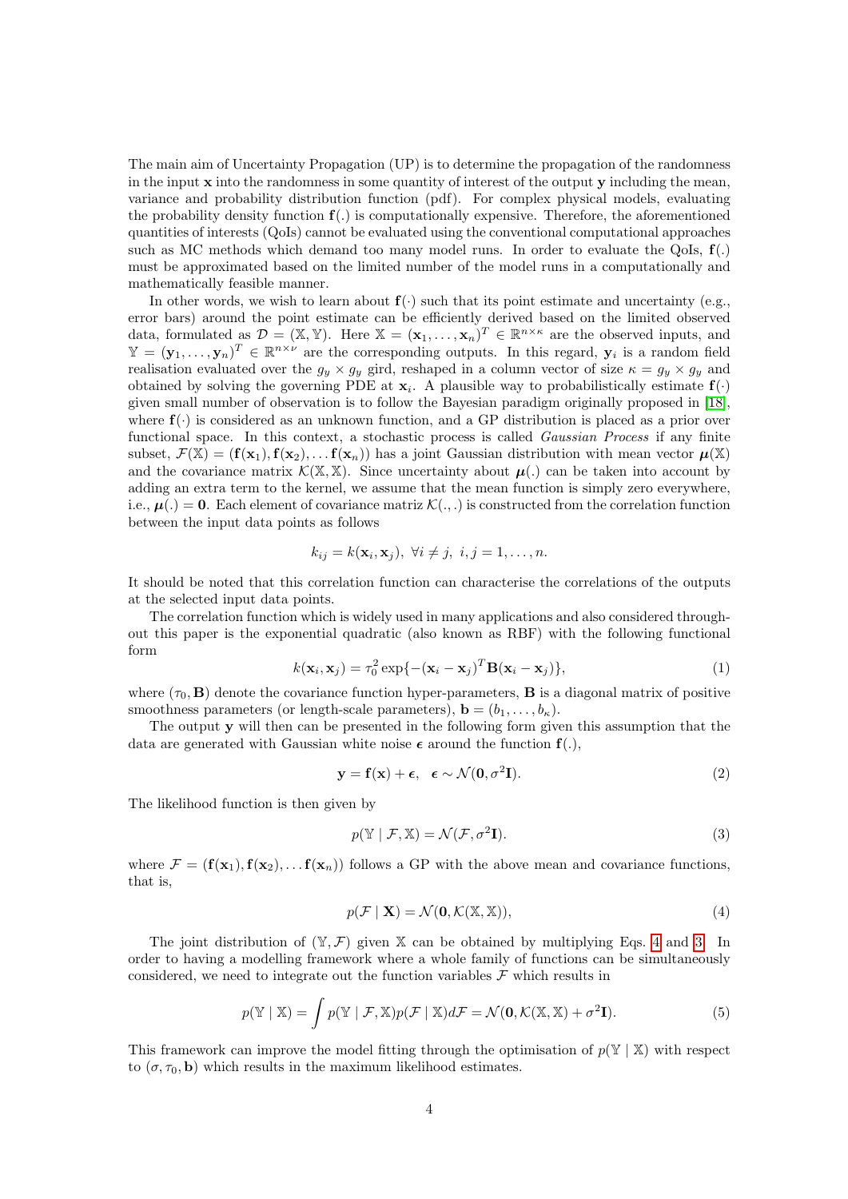The main aim of Uncertainty Propagation (UP) is to determine the propagation of the randomness in the input $\mathbf{x}$ into the randomness in some quantity of interest of the output $\mathbf{y}$ including the mean, variance and probability distribution function (pdf). For complex physical models, evaluating the probability density function $\mathbf{f}(.)$ is computationally expensive. Therefore, the aforementioned quantities of interests (QoIs) cannot be evaluated using the conventional computational approaches such as MC methods which demand too many model runs. In order to evaluate the QoIs, $\mathbf{f}(.)$ must be approximated based on the limited number of the model runs in a computationally and mathematically feasible manner.

In other words, we wish to learn about $\mathbf{f}(\cdot)$ such that its point estimate and uncertainty (e.g., error bars) around the point estimate can be efficiently derived based on the limited observed data, formulated as $\mathcal{D} = (\mathbb{X}, \mathbb{Y})$. Here $\mathbb{X} = (\mathbf{x}_1, \dots, \mathbf{x}_n)^T \in \mathbb{R}^{n \times \kappa}$ are the observed inputs, and $\mathbb{Y} = (\mathbf{y}_1, \dots, \mathbf{y}_n)^T \in \mathbb{R}^{n \times \nu}$ are the corresponding outputs. In this regard, $\mathbf{y}_i$ is a random field realisation evaluated over the $g_y \times g_y$ gird, reshaped in a column vector of size $\kappa = g_y \times g_y$ and obtained by solving the governing PDE at $\mathbf{x}_i$. A plausible way to probabilistically estimate $\mathbf{f}(\cdot)$ given small number of observation is to follow the Bayesian paradigm originally proposed in [18], where $\mathbf{f}(\cdot)$ is considered as an unknown function, and a GP distribution is placed as a prior over functional space. In this context, a stochastic process is called *Gaussian Process* if any finite subset, $\mathcal{F}(\mathbb{X}) = (\mathbf{f}(\mathbf{x}_1), \mathbf{f}(\mathbf{x}_2), \dots \mathbf{f}(\mathbf{x}_n))$ has a joint Gaussian distribution with mean vector $\boldsymbol{\mu}(\mathbb{X})$ and the covariance matrix $\mathcal{K}(\mathbb{X}, \mathbb{X})$. Since uncertainty about $\boldsymbol{\mu}(.)$ can be taken into account by adding an extra term to the kernel, we assume that the mean function is simply zero everywhere, i.e., $\boldsymbol{\mu}(.) = \mathbf{0}$. Each element of covariance matriz $\mathcal{K}(.,.)$ is constructed from the correlation function between the input data points as follows

$$k_{ij} = k(\mathbf{x}_i, \mathbf{x}_j),\ \forall i \neq j,\ i, j = 1, \dots, n.$$

It should be noted that this correlation function can characterise the correlations of the outputs at the selected input data points.

The correlation function which is widely used in many applications and also considered throughout this paper is the exponential quadratic (also known as RBF) with the following functional form

$$k(\mathbf{x}_i, \mathbf{x}_j) = \tau_0^2 \exp\{-(\mathbf{x}_i - \mathbf{x}_j)^T \mathbf{B} (\mathbf{x}_i - \mathbf{x}_j)\}, \tag{1}$$

where $(\tau_0, \mathbf{B})$ denote the covariance function hyper-parameters, $\mathbf{B}$ is a diagonal matrix of positive smoothness parameters (or length-scale parameters), $\mathbf{b} = (b_1, \dots, b_\kappa)$.

The output $\mathbf{y}$ will then can be presented in the following form given this assumption that the data are generated with Gaussian white noise $\boldsymbol{\epsilon}$ around the function $\mathbf{f}(.)$,

$$\mathbf{y} = \mathbf{f}(\mathbf{x}) + \boldsymbol{\epsilon}, \quad \boldsymbol{\epsilon} \sim \mathcal{N}(\mathbf{0}, \sigma^2 \mathbf{I}). \tag{2}$$

The likelihood function is then given by

$$p(\mathbb{Y} \mid \mathcal{F}, \mathbb{X}) = \mathcal{N}(\mathcal{F}, \sigma^2 \mathbf{I}). \tag{3}$$

where $\mathcal{F} = (\mathbf{f}(\mathbf{x}_1), \mathbf{f}(\mathbf{x}_2), \dots \mathbf{f}(\mathbf{x}_n))$ follows a GP with the above mean and covariance functions, that is,

$$p(\mathcal{F} \mid \mathbf{X}) = \mathcal{N}(\mathbf{0}, \mathcal{K}(\mathbb{X}, \mathbb{X})), \tag{4}$$

The joint distribution of $(\mathbb{Y}, \mathcal{F})$ given $\mathbb{X}$ can be obtained by multiplying Eqs. 4 and 3. In order to having a modelling framework where a whole family of functions can be simultaneously considered, we need to integrate out the function variables $\mathcal{F}$ which results in

$$p(\mathbb{Y} \mid \mathbb{X}) = \int p(\mathbb{Y} \mid \mathcal{F}, \mathbb{X}) p(\mathcal{F} \mid \mathbb{X}) d\mathcal{F} = \mathcal{N}(\mathbf{0}, \mathcal{K}(\mathbb{X}, \mathbb{X}) + \sigma^2 \mathbf{I}). \tag{5}$$

This framework can improve the model fitting through the optimisation of $p(\mathbb{Y} \mid \mathbb{X})$ with respect to $(\sigma, \tau_0, \mathbf{b})$ which results in the maximum likelihood estimates.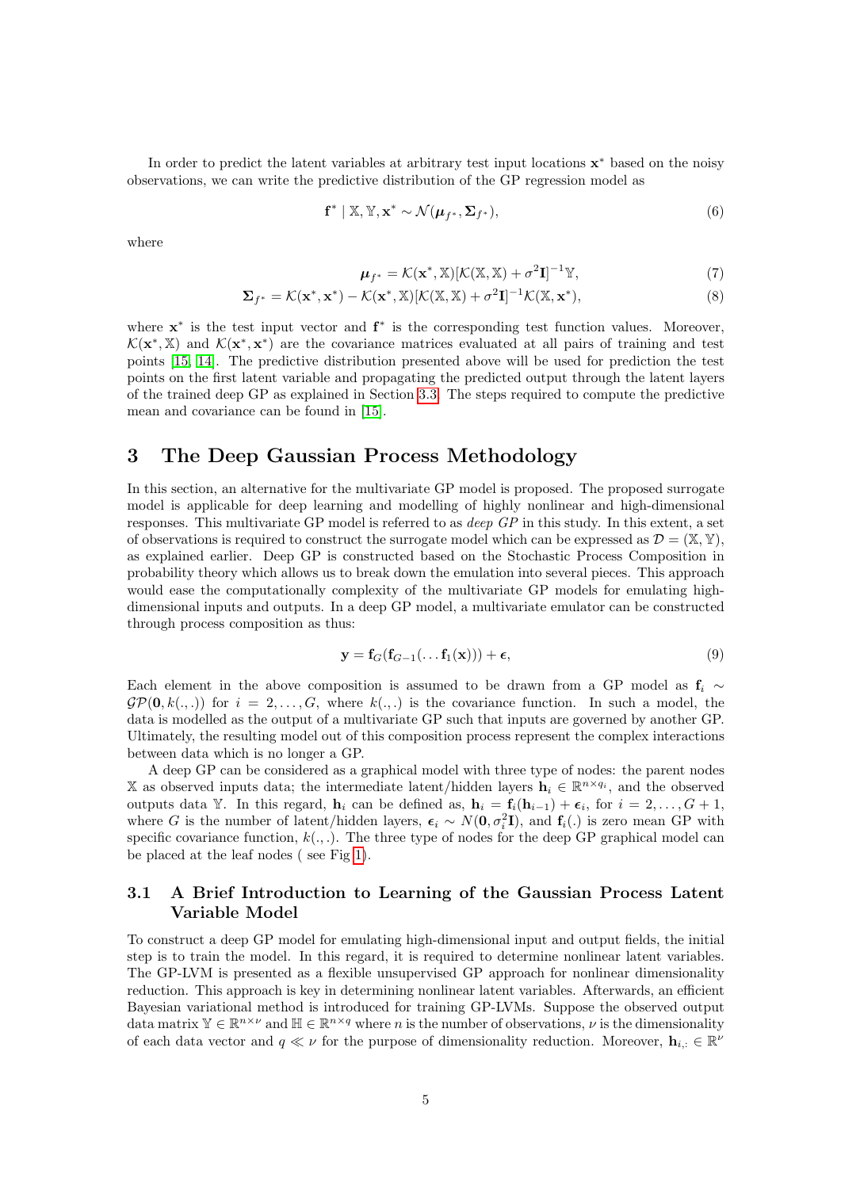In order to predict the latent variables at arbitrary test input locations $\mathbf{x}^*$ based on the noisy observations, we can write the predictive distribution of the GP regression model as

$$\mathbf{f}^* \mid \mathbb{X}, \mathbb{Y}, \mathbf{x}^* \sim \mathcal{N}(\boldsymbol{\mu}_{f^*}, \boldsymbol{\Sigma}_{f^*}), \tag{6}$$

where

$$\boldsymbol{\mu}_{f^*} = \mathcal{K}(\mathbf{x}^*, \mathbb{X})[\mathcal{K}(\mathbb{X}, \mathbb{X}) + \sigma^2 \mathbf{I}]^{-1}\mathbb{Y}, \tag{7}$$

$$\boldsymbol{\Sigma}_{f^*} = \mathcal{K}(\mathbf{x}^*, \mathbf{x}^*) - \mathcal{K}(\mathbf{x}^*, \mathbb{X})[\mathcal{K}(\mathbb{X}, \mathbb{X}) + \sigma^2 \mathbf{I}]^{-1}\mathcal{K}(\mathbb{X}, \mathbf{x}^*), \tag{8}$$

where $\mathbf{x}^*$ is the test input vector and $\mathbf{f}^*$ is the corresponding test function values. Moreover, $\mathcal{K}(\mathbf{x}^*, \mathbb{X})$ and $\mathcal{K}(\mathbf{x}^*, \mathbf{x}^*)$ are the covariance matrices evaluated at all pairs of training and test points [15, 14]. The predictive distribution presented above will be used for prediction the test points on the first latent variable and propagating the predicted output through the latent layers of the trained deep GP as explained in Section 3.3. The steps required to compute the predictive mean and covariance can be found in [15].

# 3 The Deep Gaussian Process Methodology

In this section, an alternative for the multivariate GP model is proposed. The proposed surrogate model is applicable for deep learning and modelling of highly nonlinear and high-dimensional responses. This multivariate GP model is referred to as *deep GP* in this study. In this extent, a set of observations is required to construct the surrogate model which can be expressed as $\mathcal{D} = (\mathbb{X}, \mathbb{Y})$, as explained earlier. Deep GP is constructed based on the Stochastic Process Composition in probability theory which allows us to break down the emulation into several pieces. This approach would ease the computationally complexity of the multivariate GP models for emulating high-dimensional inputs and outputs. In a deep GP model, a multivariate emulator can be constructed through process composition as thus:

$$\mathbf{y} = \mathbf{f}_G(\mathbf{f}_{G-1}(\ldots \mathbf{f}_1(\mathbf{x}))) + \boldsymbol{\epsilon}, \tag{9}$$

Each element in the above composition is assumed to be drawn from a GP model as $\mathbf{f}_i \sim \mathcal{GP}(\mathbf{0}, k(.,.))$ for $i = 2, \ldots, G$, where $k(.,.)$ is the covariance function. In such a model, the data is modelled as the output of a multivariate GP such that inputs are governed by another GP. Ultimately, the resulting model out of this composition process represent the complex interactions between data which is no longer a GP.

A deep GP can be considered as a graphical model with three type of nodes: the parent nodes $\mathbb{X}$ as observed inputs data; the intermediate latent/hidden layers $\mathbf{h}_i \in \mathbb{R}^{n \times q_i}$, and the observed outputs data $\mathbb{Y}$. In this regard, $\mathbf{h}_i$ can be defined as, $\mathbf{h}_i = \mathbf{f}_i(\mathbf{h}_{i-1}) + \boldsymbol{\epsilon}_i$, for $i = 2, \ldots, G+1$, where $G$ is the number of latent/hidden layers, $\boldsymbol{\epsilon}_i \sim N(\mathbf{0}, \sigma_i^2 \mathbf{I})$, and $\mathbf{f}_i(.)$ is zero mean GP with specific covariance function, $k(.,.)$. The three type of nodes for the deep GP graphical model can be placed at the leaf nodes ( see Fig 1).

## 3.1 A Brief Introduction to Learning of the Gaussian Process Latent Variable Model

To construct a deep GP model for emulating high-dimensional input and output fields, the initial step is to train the model. In this regard, it is required to determine nonlinear latent variables. The GP-LVM is presented as a flexible unsupervised GP approach for nonlinear dimensionality reduction. This approach is key in determining nonlinear latent variables. Afterwards, an efficient Bayesian variational method is introduced for training GP-LVMs. Suppose the observed output data matrix $\mathbb{Y} \in \mathbb{R}^{n \times \nu}$ and $\mathbb{H} \in \mathbb{R}^{n \times q}$ where $n$ is the number of observations, $\nu$ is the dimensionality of each data vector and $q \ll \nu$ for the purpose of dimensionality reduction. Moreover, $\mathbf{h}_{i,:} \in \mathbb{R}^{\nu}$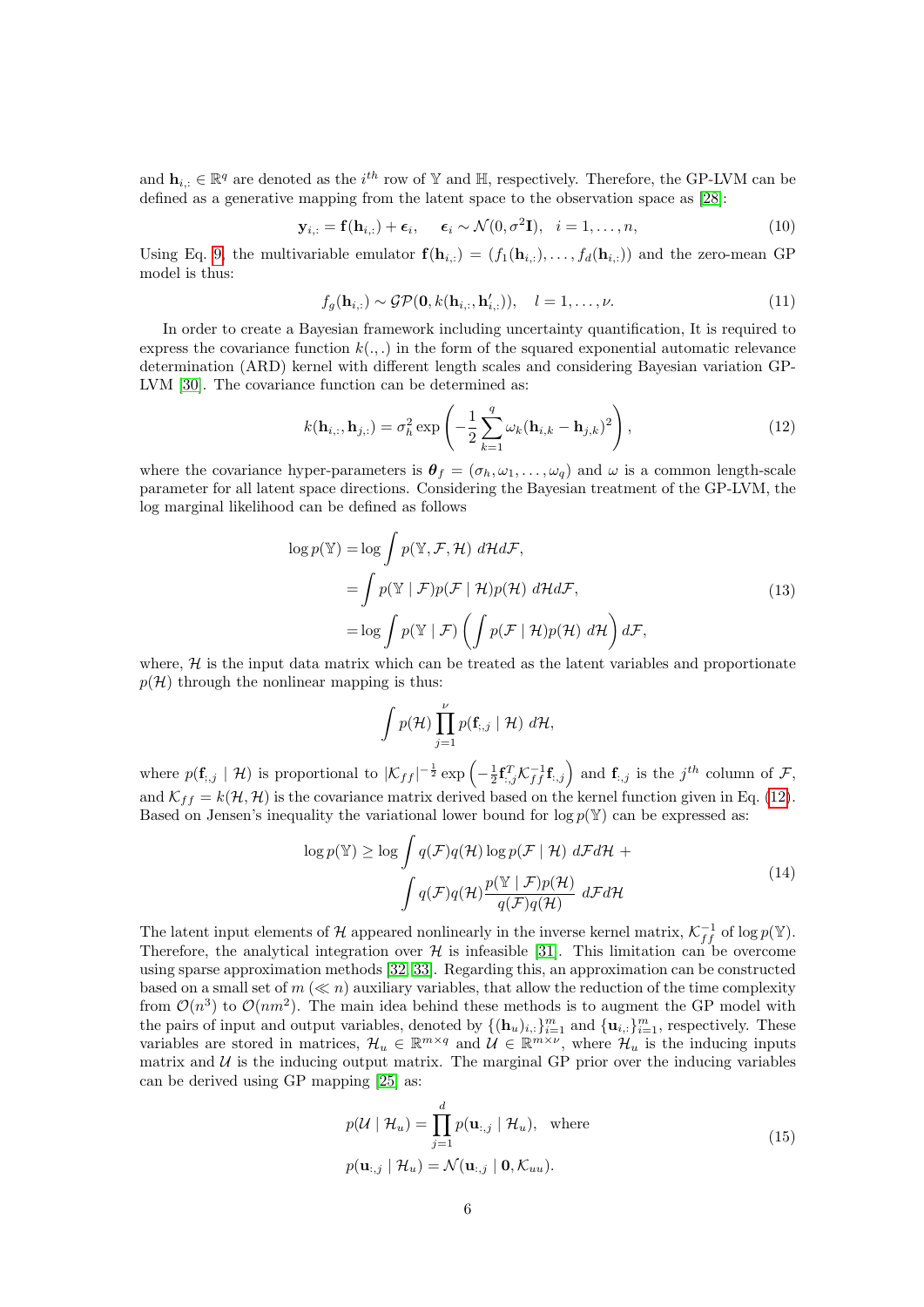and $\mathbf{h}_{i,:} \in \mathbb{R}^q$ are denoted as the $i^{th}$ row of $\mathbb{Y}$ and $\mathbb{H}$, respectively. Therefore, the GP-LVM can be defined as a generative mapping from the latent space to the observation space as [28]:

$$
\mathbf{y}_{i,:} = \mathbf{f}(\mathbf{h}_{i,:}) + \boldsymbol{\epsilon}_i, \quad \boldsymbol{\epsilon}_i \sim \mathcal{N}(0, \sigma^2 \mathbf{I}), \quad i = 1, \ldots, n, \tag{10}
$$

Using Eq. 9, the multivariable emulator $\mathbf{f}(\mathbf{h}_{i,:}) = (f_1(\mathbf{h}_{i,:}), \ldots, f_d(\mathbf{h}_{i,:}))$ and the zero-mean GP model is thus:

$$
f_g(\mathbf{h}_{i,:}) \sim \mathcal{GP}(\mathbf{0}, k(\mathbf{h}_{i,:}, \mathbf{h}'_{i,:})), \quad l = 1, \ldots, \nu. \tag{11}
$$

In order to create a Bayesian framework including uncertainty quantification, It is required to express the covariance function $k(.,.)$ in the form of the squared exponential automatic relevance determination (ARD) kernel with different length scales and considering Bayesian variation GP-LVM [30]. The covariance function can be determined as:

$$
k(\mathbf{h}_{i,:}, \mathbf{h}_{j,:}) = \sigma_h^2 \exp\left(-\frac{1}{2}\sum_{k=1}^{q} \omega_k (\mathbf{h}_{i,k} - \mathbf{h}_{j,k})^2\right), \tag{12}
$$

where the covariance hyper-parameters is $\boldsymbol{\theta}_f = (\sigma_h, \omega_1, \ldots, \omega_q)$ and $\omega$ is a common length-scale parameter for all latent space directions. Considering the Bayesian treatment of the GP-LVM, the log marginal likelihood can be defined as follows

$$
\begin{aligned}
\log p(\mathbb{Y}) &= \log \int p(\mathbb{Y}, \mathcal{F}, \mathcal{H}) \ d\mathcal{H} d\mathcal{F}, \\
&= \int p(\mathbb{Y} \mid \mathcal{F}) p(\mathcal{F} \mid \mathcal{H}) p(\mathcal{H}) \ d\mathcal{H} d\mathcal{F}, \\
&= \log \int p(\mathbb{Y} \mid \mathcal{F}) \left( \int p(\mathcal{F} \mid \mathcal{H}) p(\mathcal{H}) \ d\mathcal{H} \right) d\mathcal{F},
\end{aligned} \tag{13}
$$

where, $\mathcal{H}$ is the input data matrix which can be treated as the latent variables and proportionate $p(\mathcal{H})$ through the nonlinear mapping is thus:

$$
\int p(\mathcal{H}) \prod_{j=1}^{\nu} p(\mathbf{f}_{:,j} \mid \mathcal{H}) \ d\mathcal{H},
$$

where $p(\mathbf{f}_{:,j} \mid \mathcal{H})$ is proportional to $|\mathcal{K}_{ff}|^{-\frac{1}{2}} \exp\left(-\frac{1}{2}\mathbf{f}_{:,j}^T \mathcal{K}_{ff}^{-1} \mathbf{f}_{:,j}\right)$ and $\mathbf{f}_{:,j}$ is the $j^{th}$ column of $\mathcal{F}$, and $\mathcal{K}_{ff} = k(\mathcal{H}, \mathcal{H})$ is the covariance matrix derived based on the kernel function given in Eq. (12). Based on Jensen's inequality the variational lower bound for $\log p(\mathbb{Y})$ can be expressed as:

$$
\begin{aligned}
\log p(\mathbb{Y}) \geq \log \int q(\mathcal{F}) q(\mathcal{H}) \log p(\mathcal{F} \mid \mathcal{H}) \ d\mathcal{F} d\mathcal{H} \ + \\
\int q(\mathcal{F}) q(\mathcal{H}) \frac{p(\mathbb{Y} \mid \mathcal{F}) p(\mathcal{H})}{q(\mathcal{F}) q(\mathcal{H})} \ d\mathcal{F} d\mathcal{H}
\end{aligned} \tag{14}
$$

The latent input elements of $\mathcal{H}$ appeared nonlinearly in the inverse kernel matrix, $\mathcal{K}_{ff}^{-1}$ of $\log p(\mathbb{Y})$. Therefore, the analytical integration over $\mathcal{H}$ is infeasible [31]. This limitation can be overcome using sparse approximation methods [32, 33]. Regarding this, an approximation can be constructed based on a small set of $m$ ($\ll n$) auxiliary variables, that allow the reduction of the time complexity from $\mathcal{O}(n^3)$ to $\mathcal{O}(nm^2)$. The main idea behind these methods is to augment the GP model with the pairs of input and output variables, denoted by $\{(\mathbf{h}_u)_{i,:}\}_{i=1}^m$ and $\{\mathbf{u}_{i,:}\}_{i=1}^m$, respectively. These variables are stored in matrices, $\mathcal{H}_u \in \mathbb{R}^{m \times q}$ and $\mathcal{U} \in \mathbb{R}^{m \times \nu}$, where $\mathcal{H}_u$ is the inducing inputs matrix and $\mathcal{U}$ is the inducing output matrix. The marginal GP prior over the inducing variables can be derived using GP mapping [25] as:

$$
\begin{aligned}
p(\mathcal{U} \mid \mathcal{H}_u) &= \prod_{j=1}^{d} p(\mathbf{u}_{:,j} \mid \mathcal{H}_u), \quad \text{where} \\
p(\mathbf{u}_{:,j} \mid \mathcal{H}_u) &= \mathcal{N}(\mathbf{u}_{:,j} \mid \mathbf{0}, \mathcal{K}_{uu}).
\end{aligned} \tag{15}
$$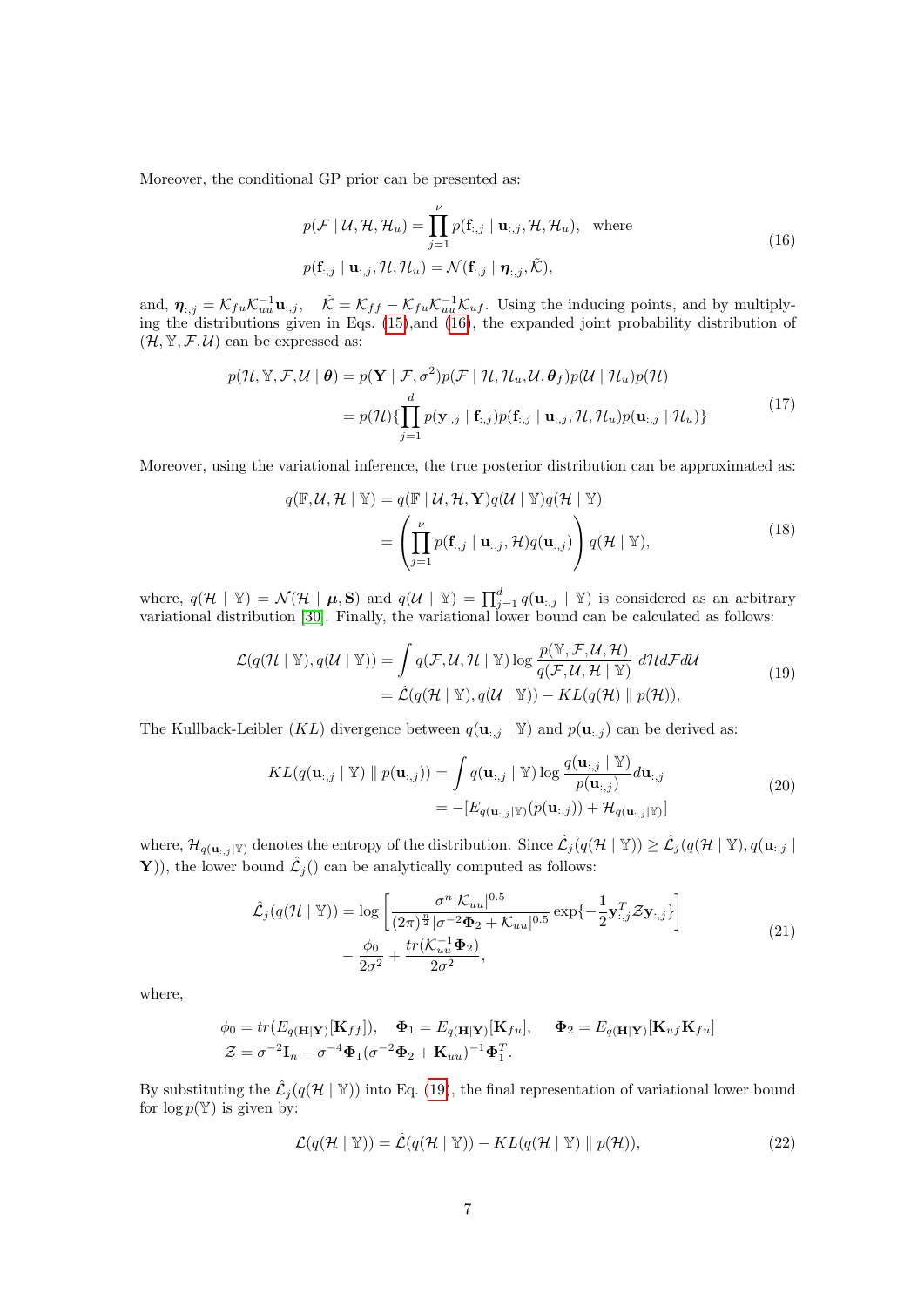Moreover, the conditional GP prior can be presented as:

$$
\begin{aligned}
p(\mathcal{F} \mid \mathcal{U}, \mathcal{H}, \mathcal{H}_u) &= \prod_{j=1}^{\nu} p(\mathbf{f}_{:,j} \mid \mathbf{u}_{:,j}, \mathcal{H}, \mathcal{H}_u), \quad \text{where} \\
p(\mathbf{f}_{:,j} \mid \mathbf{u}_{:,j}, \mathcal{H}, \mathcal{H}_u) &= \mathcal{N}(\mathbf{f}_{:,j} \mid \boldsymbol{\eta}_{:,j}, \tilde{\mathcal{K}}),
\end{aligned}
\tag{16}
$$

and, $\boldsymbol{\eta}_{:,j} = \mathcal{K}_{fu}\mathcal{K}_{uu}^{-1}\mathbf{u}_{:,j}$, $\quad \tilde{\mathcal{K}} = \mathcal{K}_{ff} - \mathcal{K}_{fu}\mathcal{K}_{uu}^{-1}\mathcal{K}_{uf}$. Using the inducing points, and by multiplying the distributions given in Eqs. (15),and (16), the expanded joint probability distribution of $(\mathcal{H}, \mathbb{Y}, \mathcal{F}, \mathcal{U})$ can be expressed as:

$$
\begin{aligned}
p(\mathcal{H}, \mathbb{Y}, \mathcal{F}, \mathcal{U} \mid \boldsymbol{\theta}) &= p(\mathbf{Y} \mid \mathcal{F}, \sigma^2) p(\mathcal{F} \mid \mathcal{H}, \mathcal{H}_u, \mathcal{U}, \boldsymbol{\theta}_f) p(\mathcal{U} \mid \mathcal{H}_u) p(\mathcal{H}) \\
&= p(\mathcal{H}) \{ \prod_{j=1}^{d} p(\mathbf{y}_{:,j} \mid \mathbf{f}_{:,j}) p(\mathbf{f}_{:,j} \mid \mathbf{u}_{:,j}, \mathcal{H}, \mathcal{H}_u) p(\mathbf{u}_{:,j} \mid \mathcal{H}_u) \}
\end{aligned}
\tag{17}
$$

Moreover, using the variational inference, the true posterior distribution can be approximated as:

$$
\begin{aligned}
q(\mathbb{F}, \mathcal{U}, \mathcal{H} \mid \mathbb{Y}) &= q(\mathbb{F} \mid \mathcal{U}, \mathcal{H}, \mathbf{Y}) q(\mathcal{U} \mid \mathbb{Y}) q(\mathcal{H} \mid \mathbb{Y}) \\
&= \left( \prod_{j=1}^{\nu} p(\mathbf{f}_{:,j} \mid \mathbf{u}_{:,j}, \mathcal{H}) q(\mathbf{u}_{:,j}) \right) q(\mathcal{H} \mid \mathbb{Y}),
\end{aligned}
\tag{18}
$$

where, $q(\mathcal{H} \mid \mathbb{Y}) = \mathcal{N}(\mathcal{H} \mid \boldsymbol{\mu}, \mathbf{S})$ and $q(\mathcal{U} \mid \mathbb{Y}) = \prod_{j=1}^{d} q(\mathbf{u}_{:,j} \mid \mathbb{Y})$ is considered as an arbitrary variational distribution [30]. Finally, the variational lower bound can be calculated as follows:

$$
\begin{aligned}
\mathcal{L}(q(\mathcal{H} \mid \mathbb{Y}), q(\mathcal{U} \mid \mathbb{Y})) &= \int q(\mathcal{F}, \mathcal{U}, \mathcal{H} \mid \mathbb{Y}) \log \frac{p(\mathbb{Y}, \mathcal{F}, \mathcal{U}, \mathcal{H})}{q(\mathcal{F}, \mathcal{U}, \mathcal{H} \mid \mathbb{Y})} \, d\mathcal{H} d\mathcal{F} d\mathcal{U} \\
&= \hat{\mathcal{L}}(q(\mathcal{H} \mid \mathbb{Y}), q(\mathcal{U} \mid \mathbb{Y})) - KL(q(\mathcal{H}) \parallel p(\mathcal{H})),
\end{aligned}
\tag{19}
$$

The Kullback-Leibler ($KL$) divergence between $q(\mathbf{u}_{:,j} \mid \mathbb{Y})$ and $p(\mathbf{u}_{:,j})$ can be derived as:

$$
\begin{aligned}
KL(q(\mathbf{u}_{:,j} \mid \mathbb{Y}) \parallel p(\mathbf{u}_{:,j})) &= \int q(\mathbf{u}_{:,j} \mid \mathbb{Y}) \log \frac{q(\mathbf{u}_{:,j} \mid \mathbb{Y})}{p(\mathbf{u}_{:,j})} d\mathbf{u}_{:,j} \\
&= -[E_{q(\mathbf{u}_{:,j}|\mathbb{Y})}(p(\mathbf{u}_{:,j})) + \mathcal{H}_{q(\mathbf{u}_{:,j}|\mathbb{Y})}]
\end{aligned}
\tag{20}
$$

where, $\mathcal{H}_{q(\mathbf{u}_{:,j}|\mathbb{Y})}$ denotes the entropy of the distribution. Since $\hat{\mathcal{L}}_j(q(\mathcal{H} \mid \mathbb{Y})) \geq \hat{\mathcal{L}}_j(q(\mathcal{H} \mid \mathbb{Y}), q(\mathbf{u}_{:,j} \mid \mathbf{Y}))$, the lower bound $\hat{\mathcal{L}}_j()$ can be analytically computed as follows:

$$
\begin{aligned}
\hat{\mathcal{L}}_j(q(\mathcal{H} \mid \mathbb{Y})) = \log \left[ \frac{\sigma^n |\mathcal{K}_{uu}|^{0.5}}{(2\pi)^{\frac{n}{2}} |\sigma^{-2}\mathbf{\Phi}_2 + \mathcal{K}_{uu}|^{0.5}} \exp\{-\frac{1}{2}\mathbf{y}_{:,j}^T \mathcal{Z} \mathbf{y}_{:,j}\} \right] \\
- \frac{\phi_0}{2\sigma^2} + \frac{tr(\mathcal{K}_{uu}^{-1}\mathbf{\Phi}_2)}{2\sigma^2},
\end{aligned}
\tag{21}
$$

where,

$$
\begin{aligned}
&\phi_0 = tr(E_{q(\mathbf{H}|\mathbf{Y})}[\mathbf{K}_{ff}]), \quad \mathbf{\Phi}_1 = E_{q(\mathbf{H}|\mathbf{Y})}[\mathbf{K}_{fu}], \quad \mathbf{\Phi}_2 = E_{q(\mathbf{H}|\mathbf{Y})}[\mathbf{K}_{uf}\mathbf{K}_{fu}] \\
&\mathcal{Z} = \sigma^{-2}\mathbf{I}_n - \sigma^{-4}\mathbf{\Phi}_1(\sigma^{-2}\mathbf{\Phi}_2 + \mathbf{K}_{uu})^{-1}\mathbf{\Phi}_1^T.
\end{aligned}
$$

By substituting the $\hat{\mathcal{L}}_j(q(\mathcal{H} \mid \mathbb{Y}))$ into Eq. (19), the final representation of variational lower bound for $\log p(\mathbb{Y})$ is given by:

$$
\mathcal{L}(q(\mathcal{H} \mid \mathbb{Y})) = \hat{\mathcal{L}}(q(\mathcal{H} \mid \mathbb{Y})) - KL(q(\mathcal{H} \mid \mathbb{Y}) \parallel p(\mathcal{H})),
\tag{22}
$$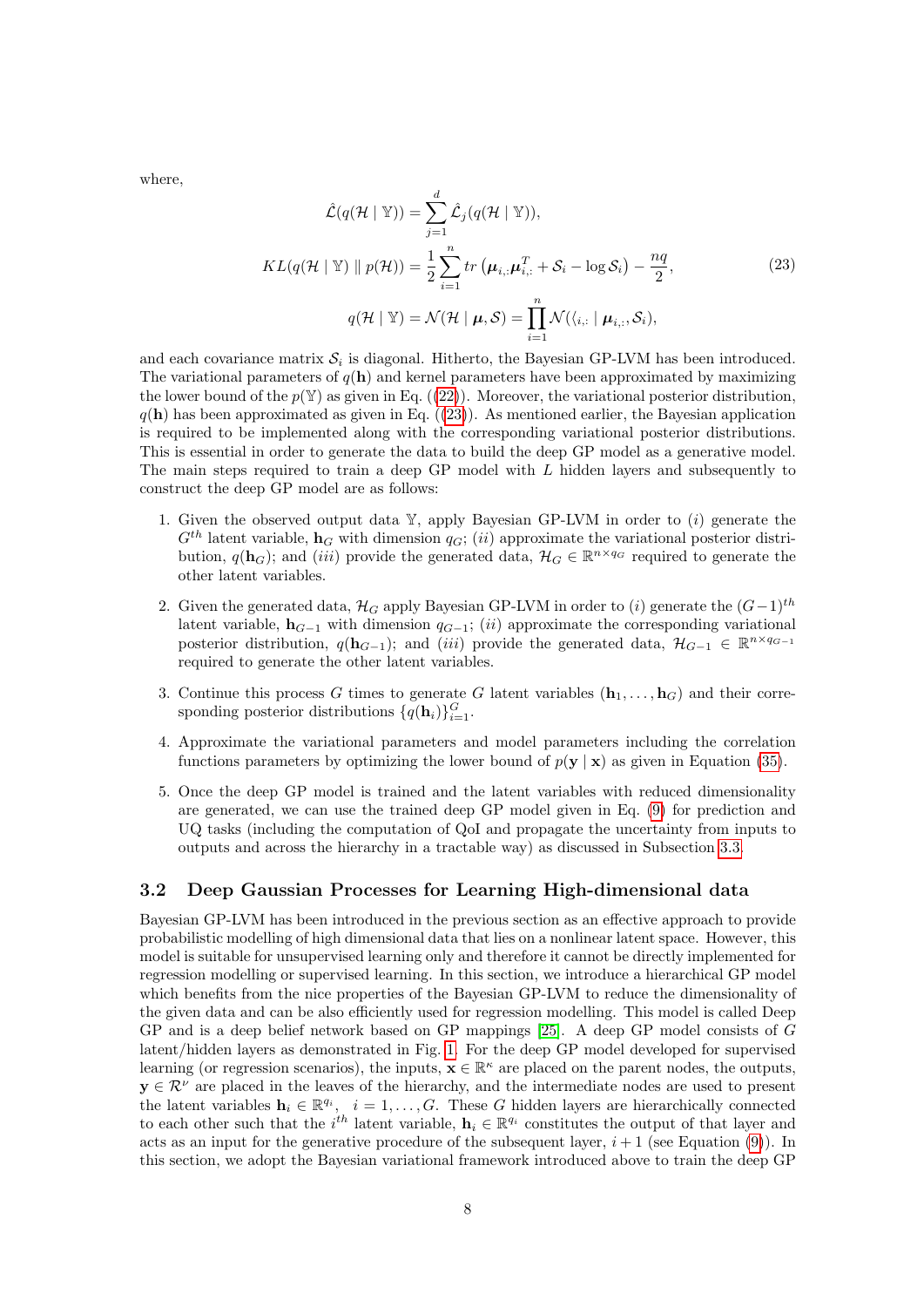where,

$$
\begin{aligned}
\hat{\mathcal{L}}(q(\mathcal{H} \mid \mathbb{Y})) &= \sum_{j=1}^{d} \hat{\mathcal{L}}_j(q(\mathcal{H} \mid \mathbb{Y})), \\
KL(q(\mathcal{H} \mid \mathbb{Y}) \parallel p(\mathcal{H})) &= \frac{1}{2}\sum_{i=1}^{n} tr\left(\boldsymbol{\mu}_{i,:}\boldsymbol{\mu}_{i,:}^T + \mathcal{S}_i - \log \mathcal{S}_i\right) - \frac{nq}{2}, \\
q(\mathcal{H} \mid \mathbb{Y}) &= \mathcal{N}(\mathcal{H} \mid \boldsymbol{\mu}, \mathcal{S}) = \prod_{i=1}^{n} \mathcal{N}(\langle_{i,:} \mid \boldsymbol{\mu}_{i,:}, \mathcal{S}_i),
\end{aligned}
\tag{23}
$$

and each covariance matrix $\mathcal{S}_i$ is diagonal. Hitherto, the Bayesian GP-LVM has been introduced. The variational parameters of $q(\mathbf{h})$ and kernel parameters have been approximated by maximizing the lower bound of the $p(\mathbb{Y})$ as given in Eq. ((22)). Moreover, the variational posterior distribution, $q(\mathbf{h})$ has been approximated as given in Eq. ((23)). As mentioned earlier, the Bayesian application is required to be implemented along with the corresponding variational posterior distributions. This is essential in order to generate the data to build the deep GP model as a generative model. The main steps required to train a deep GP model with $L$ hidden layers and subsequently to construct the deep GP model are as follows:

1. Given the observed output data $\mathbb{Y}$, apply Bayesian GP-LVM in order to $(i)$ generate the $G^{th}$ latent variable, $\mathbf{h}_G$ with dimension $q_G$; $(ii)$ approximate the variational posterior distribution, $q(\mathbf{h}_G)$; and $(iii)$ provide the generated data, $\mathcal{H}_G \in \mathbb{R}^{n \times q_G}$ required to generate the other latent variables.
2. Given the generated data, $\mathcal{H}_G$ apply Bayesian GP-LVM in order to $(i)$ generate the $(G-1)^{th}$ latent variable, $\mathbf{h}_{G-1}$ with dimension $q_{G-1}$; $(ii)$ approximate the corresponding variational posterior distribution, $q(\mathbf{h}_{G-1})$; and $(iii)$ provide the generated data, $\mathcal{H}_{G-1} \in \mathbb{R}^{n \times q_{G-1}}$ required to generate the other latent variables.
3. Continue this process $G$ times to generate $G$ latent variables $(\mathbf{h}_1, \ldots, \mathbf{h}_G)$ and their corresponding posterior distributions $\{q(\mathbf{h}_i)\}_{i=1}^{G}$.
4. Approximate the variational parameters and model parameters including the correlation functions parameters by optimizing the lower bound of $p(\mathbf{y} \mid \mathbf{x})$ as given in Equation (35).
5. Once the deep GP model is trained and the latent variables with reduced dimensionality are generated, we can use the trained deep GP model given in Eq. (9) for prediction and UQ tasks (including the computation of QoI and propagate the uncertainty from inputs to outputs and across the hierarchy in a tractable way) as discussed in Subsection 3.3.

## 3.2 Deep Gaussian Processes for Learning High-dimensional data

Bayesian GP-LVM has been introduced in the previous section as an effective approach to provide probabilistic modelling of high dimensional data that lies on a nonlinear latent space. However, this model is suitable for unsupervised learning only and therefore it cannot be directly implemented for regression modelling or supervised learning. In this section, we introduce a hierarchical GP model which benefits from the nice properties of the Bayesian GP-LVM to reduce the dimensionality of the given data and can be also efficiently used for regression modelling. This model is called Deep GP and is a deep belief network based on GP mappings [25]. A deep GP model consists of $G$ latent/hidden layers as demonstrated in Fig. 1. For the deep GP model developed for supervised learning (or regression scenarios), the inputs, $\mathbf{x} \in \mathbb{R}^{\kappa}$ are placed on the parent nodes, the outputs, $\mathbf{y} \in \mathcal{R}^{\nu}$ are placed in the leaves of the hierarchy, and the intermediate nodes are used to present the latent variables $\mathbf{h}_i \in \mathbb{R}^{q_i}, \ \ i = 1, \ldots, G$. These $G$ hidden layers are hierarchically connected to each other such that the $i^{th}$ latent variable, $\mathbf{h}_i \in \mathbb{R}^{q_i}$ constitutes the output of that layer and acts as an input for the generative procedure of the subsequent layer, $i + 1$ (see Equation (9)). In this section, we adopt the Bayesian variational framework introduced above to train the deep GP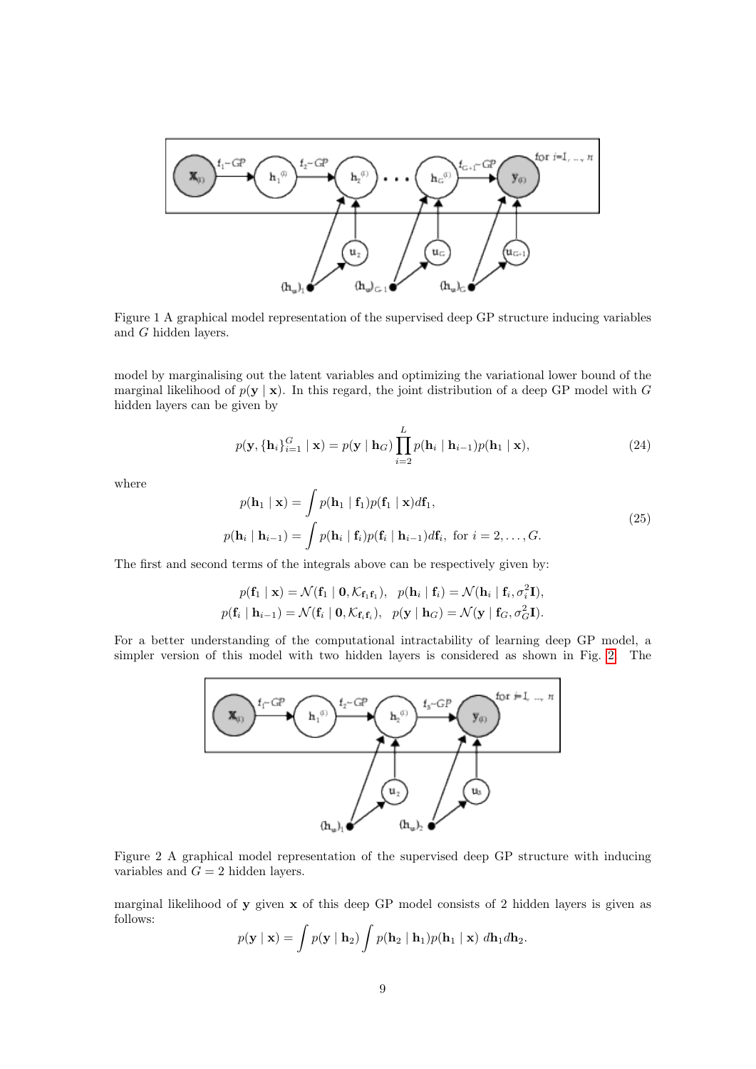Figure 1 A graphical model representation of the supervised deep GP structure inducing variables and $G$ hidden layers.

model by marginalising out the latent variables and optimizing the variational lower bound of the marginal likelihood of $p(\mathbf{y} \mid \mathbf{x})$. In this regard, the joint distribution of a deep GP model with $G$ hidden layers can be given by

$$p(\mathbf{y}, \{\mathbf{h}_i\}_{i=1}^{G} \mid \mathbf{x}) = p(\mathbf{y} \mid \mathbf{h}_G) \prod_{i=2}^{L} p(\mathbf{h}_i \mid \mathbf{h}_{i-1}) p(\mathbf{h}_1 \mid \mathbf{x}), \tag{24}$$

where

$$\begin{aligned} p(\mathbf{h}_1 \mid \mathbf{x}) &= \int p(\mathbf{h}_1 \mid \mathbf{f}_1) p(\mathbf{f}_1 \mid \mathbf{x}) d\mathbf{f}_1, \\ p(\mathbf{h}_i \mid \mathbf{h}_{i-1}) &= \int p(\mathbf{h}_i \mid \mathbf{f}_i) p(\mathbf{f}_i \mid \mathbf{h}_{i-1}) d\mathbf{f}_i, \text{ for } i = 2, \ldots, G. \end{aligned} \tag{25}$$

The first and second terms of the integrals above can be respectively given by:

$$p(\mathbf{f}_1 \mid \mathbf{x}) = \mathcal{N}(\mathbf{f}_1 \mid \mathbf{0}, \mathcal{K}_{\mathbf{f}_1\mathbf{f}_1}), \quad p(\mathbf{h}_i \mid \mathbf{f}_i) = \mathcal{N}(\mathbf{h}_i \mid \mathbf{f}_i, \sigma_i^2 \mathbf{I}),$$
$$p(\mathbf{f}_i \mid \mathbf{h}_{i-1}) = \mathcal{N}(\mathbf{f}_i \mid \mathbf{0}, \mathcal{K}_{\mathbf{f}_i\mathbf{f}_i}), \quad p(\mathbf{y} \mid \mathbf{h}_G) = \mathcal{N}(\mathbf{y} \mid \mathbf{f}_G, \sigma_G^2 \mathbf{I}).$$

For a better understanding of the computational intractability of learning deep GP model, a simpler version of this model with two hidden layers is considered as shown in Fig. 2. The

Figure 2 A graphical model representation of the supervised deep GP structure with inducing variables and $G = 2$ hidden layers.

marginal likelihood of $\mathbf{y}$ given $\mathbf{x}$ of this deep GP model consists of 2 hidden layers is given as follows:

$$p(\mathbf{y} \mid \mathbf{x}) = \int p(\mathbf{y} \mid \mathbf{h}_2) \int p(\mathbf{h}_2 \mid \mathbf{h}_1) p(\mathbf{h}_1 \mid \mathbf{x}) \; d\mathbf{h}_1 d\mathbf{h}_2.$$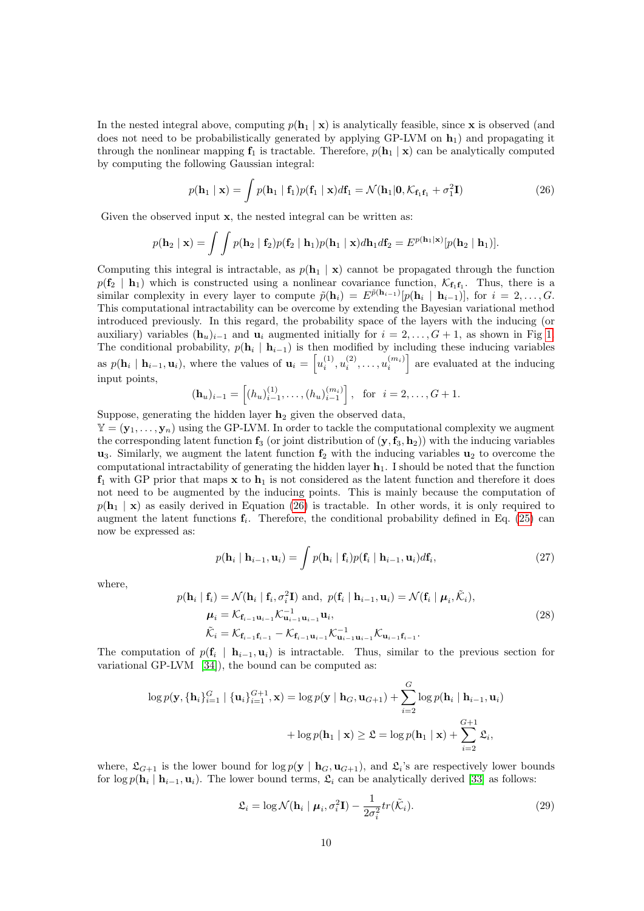In the nested integral above, computing $p(\mathbf{h}_1 \mid \mathbf{x})$ is analytically feasible, since $\mathbf{x}$ is observed (and does not need to be probabilistically generated by applying GP-LVM on $\mathbf{h}_1$) and propagating it through the nonlinear mapping $\mathbf{f}_1$ is tractable. Therefore, $p(\mathbf{h}_1 \mid \mathbf{x})$ can be analytically computed by computing the following Gaussian integral:

$$p(\mathbf{h}_1 \mid \mathbf{x}) = \int p(\mathbf{h}_1 \mid \mathbf{f}_1) p(\mathbf{f}_1 \mid \mathbf{x}) d\mathbf{f}_1 = \mathcal{N}(\mathbf{h}_1 | \mathbf{0}, \mathcal{K}_{\mathbf{f}_1\mathbf{f}_1} + \sigma_1^2 \mathbf{I}) \tag{26}$$

Given the observed input $\mathbf{x}$, the nested integral can be written as:

$$p(\mathbf{h}_2 \mid \mathbf{x}) = \int \int p(\mathbf{h}_2 \mid \mathbf{f}_2) p(\mathbf{f}_2 \mid \mathbf{h}_1) p(\mathbf{h}_1 \mid \mathbf{x}) d\mathbf{h}_1 d\mathbf{f}_2 = E^{p(\mathbf{h}_1|\mathbf{x})}[p(\mathbf{h}_2 \mid \mathbf{h}_1)].$$

Computing this integral is intractable, as $p(\mathbf{h}_1 \mid \mathbf{x})$ cannot be propagated through the function $p(\mathbf{f}_2 \mid \mathbf{h}_1)$ which is constructed using a nonlinear covariance function, $\mathcal{K}_{\mathbf{f}_1\mathbf{f}_1}$. Thus, there is a similar complexity in every layer to compute $\tilde{p}(\mathbf{h}_i) = E^{\tilde{p}(\mathbf{h}_{i-1})}[p(\mathbf{h}_i \mid \mathbf{h}_{i-1})]$, for $i = 2, \ldots, G$. This computational intractability can be overcome by extending the Bayesian variational method introduced previously. In this regard, the probability space of the layers with the inducing (or auxiliary) variables $(\mathbf{h}_u)_{i-1}$ and $\mathbf{u}_i$ augmented initially for $i = 2, \ldots, G+1$, as shown in Fig 1. The conditional probability, $p(\mathbf{h}_i \mid \mathbf{h}_{i-1})$ is then modified by including these inducing variables as $p(\mathbf{h}_i \mid \mathbf{h}_{i-1}, \mathbf{u}_i)$, where the values of $\mathbf{u}_i = \left[u_i^{(1)}, u_i^{(2)}, \ldots, u_i^{(m_i)}\right]$ are evaluated at the inducing input points,

$$(\mathbf{h}_u)_{i-1} = \left[(h_u)_{i-1}^{(1)}, \ldots, (h_u)_{i-1}^{(m_i)}\right], \quad \text{for} \quad i = 2, \ldots, G+1.$$

Suppose, generating the hidden layer $\mathbf{h}_2$ given the observed data,
$\mathbb{Y} = (\mathbf{y}_1, \ldots, \mathbf{y}_n)$ using the GP-LVM. In order to tackle the computational complexity we augment the corresponding latent function $\mathbf{f}_3$ (or joint distribution of $(\mathbf{y}, \mathbf{f}_3, \mathbf{h}_2)$) with the inducing variables $\mathbf{u}_3$. Similarly, we augment the latent function $\mathbf{f}_2$ with the inducing variables $\mathbf{u}_2$ to overcome the computational intractability of generating the hidden layer $\mathbf{h}_1$. I should be noted that the function $\mathbf{f}_1$ with GP prior that maps $\mathbf{x}$ to $\mathbf{h}_1$ is not considered as the latent function and therefore it does not need to be augmented by the inducing points. This is mainly because the computation of $p(\mathbf{h}_1 \mid \mathbf{x})$ as easily derived in Equation (26) is tractable. In other words, it is only required to augment the latent functions $\mathbf{f}_i$. Therefore, the conditional probability defined in Eq. (25) can now be expressed as:

$$p(\mathbf{h}_i \mid \mathbf{h}_{i-1}, \mathbf{u}_i) = \int p(\mathbf{h}_i \mid \mathbf{f}_i) p(\mathbf{f}_i \mid \mathbf{h}_{i-1}, \mathbf{u}_i) d\mathbf{f}_i, \tag{27}$$

where,

$$\begin{aligned}
p(\mathbf{h}_i \mid \mathbf{f}_i) = \mathcal{N}(\mathbf{h}_i \mid \mathbf{f}_i, \sigma_i^2 \mathbf{I}) \text{ and, } & p(\mathbf{f}_i \mid \mathbf{h}_{i-1}, \mathbf{u}_i) = \mathcal{N}(\mathbf{f}_i \mid \boldsymbol{\mu}_i, \tilde{\mathcal{K}}_i), \\
\boldsymbol{\mu}_i &= \mathcal{K}_{\mathbf{f}_{i-1}\mathbf{u}_{i-1}} \mathcal{K}_{\mathbf{u}_{i-1}\mathbf{u}_{i-1}}^{-1} \mathbf{u}_i, \\
\tilde{\mathcal{K}}_i &= \mathcal{K}_{\mathbf{f}_{i-1}\mathbf{f}_{i-1}} - \mathcal{K}_{\mathbf{f}_{i-1}\mathbf{u}_{i-1}} \mathcal{K}_{\mathbf{u}_{i-1}\mathbf{u}_{i-1}}^{-1} \mathcal{K}_{\mathbf{u}_{i-1}\mathbf{f}_{i-1}}.
\end{aligned} \tag{28}$$

The computation of $p(\mathbf{f}_i \mid \mathbf{h}_{i-1}, \mathbf{u}_i)$ is intractable. Thus, similar to the previous section for variational GP-LVM [34]), the bound can be computed as:

$$\begin{aligned}
\log p(\mathbf{y}, \{\mathbf{h}_i\}_{i=1}^{G} \mid \{\mathbf{u}_i\}_{i=1}^{G+1}, \mathbf{x}) &= \log p(\mathbf{y} \mid \mathbf{h}_G, \mathbf{u}_{G+1}) + \sum_{i=2}^{G} \log p(\mathbf{h}_i \mid \mathbf{h}_{i-1}, \mathbf{u}_i) \\
&+ \log p(\mathbf{h}_1 \mid \mathbf{x}) \geq \mathfrak{L} = \log p(\mathbf{h}_1 \mid \mathbf{x}) + \sum_{i=2}^{G+1} \mathfrak{L}_i,
\end{aligned}$$

where, $\mathfrak{L}_{G+1}$ is the lower bound for $\log p(\mathbf{y} \mid \mathbf{h}_G, \mathbf{u}_{G+1})$, and $\mathfrak{L}_i$'s are respectively lower bounds for $\log p(\mathbf{h}_i \mid \mathbf{h}_{i-1}, \mathbf{u}_i)$. The lower bound terms, $\mathfrak{L}_i$ can be analytically derived [33] as follows:

$$\mathfrak{L}_i = \log \mathcal{N}(\mathbf{h}_i \mid \boldsymbol{\mu}_i, \sigma_i^2 \mathbf{I}) - \frac{1}{2\sigma_i^2} tr(\tilde{\mathcal{K}}_i). \tag{29}$$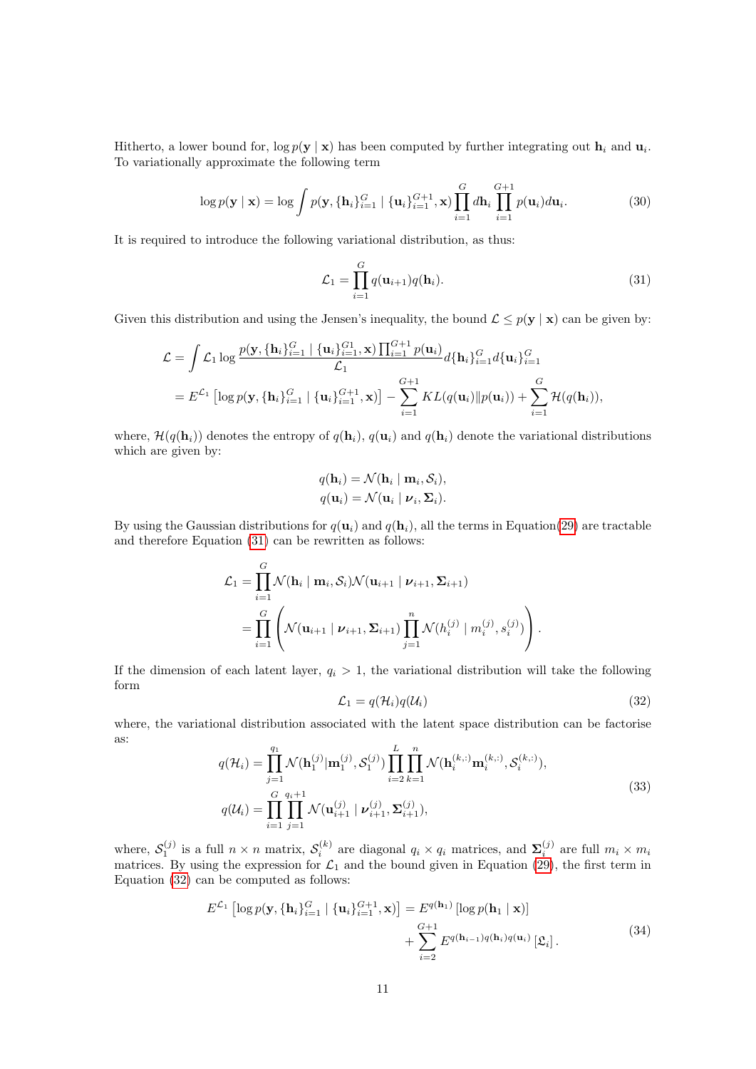Hitherto, a lower bound for, $\log p(\mathbf{y} \mid \mathbf{x})$ has been computed by further integrating out $\mathbf{h}_i$ and $\mathbf{u}_i$. To variationally approximate the following term

$$\log p(\mathbf{y} \mid \mathbf{x}) = \log \int p(\mathbf{y}, \{\mathbf{h}_i\}_{i=1}^{G} \mid \{\mathbf{u}_i\}_{i=1}^{G+1}, \mathbf{x}) \prod_{i=1}^{G} d\mathbf{h}_i \prod_{i=1}^{G+1} p(\mathbf{u}_i) d\mathbf{u}_i. \tag{30}$$

It is required to introduce the following variational distribution, as thus:

$$\mathcal{L}_1 = \prod_{i=1}^{G} q(\mathbf{u}_{i+1}) q(\mathbf{h}_i). \tag{31}$$

Given this distribution and using the Jensen's inequality, the bound $\mathcal{L} \leq p(\mathbf{y} \mid \mathbf{x})$ can be given by:

$$\begin{aligned}
\mathcal{L} &= \int \mathcal{L}_1 \log \frac{p(\mathbf{y}, \{\mathbf{h}_i\}_{i=1}^{G} \mid \{\mathbf{u}_i\}_{i=1}^{G1}, \mathbf{x}) \prod_{i=1}^{G+1} p(\mathbf{u}_i)}{\mathcal{L}_1} d\{\mathbf{h}_i\}_{i=1}^{G} d\{\mathbf{u}_i\}_{i=1}^{G} \\
&= E^{\mathcal{L}_1}\left[\log p(\mathbf{y}, \{\mathbf{h}_i\}_{i=1}^{G} \mid \{\mathbf{u}_i\}_{i=1}^{G+1}, \mathbf{x})\right] - \sum_{i=1}^{G+1} KL(q(\mathbf{u}_i) \| p(\mathbf{u}_i)) + \sum_{i=1}^{G} \mathcal{H}(q(\mathbf{h}_i)),
\end{aligned}$$

where, $\mathcal{H}(q(\mathbf{h}_i))$ denotes the entropy of $q(\mathbf{h}_i)$, $q(\mathbf{u}_i)$ and $q(\mathbf{h}_i)$ denote the variational distributions which are given by:

$$\begin{aligned}
q(\mathbf{h}_i) &= \mathcal{N}(\mathbf{h}_i \mid \mathbf{m}_i, \mathcal{S}_i), \\
q(\mathbf{u}_i) &= \mathcal{N}(\mathbf{u}_i \mid \boldsymbol{\nu}_i, \boldsymbol{\Sigma}_i).
\end{aligned}$$

By using the Gaussian distributions for $q(\mathbf{u}_i)$ and $q(\mathbf{h}_i)$, all the terms in Equation(29) are tractable and therefore Equation (31) can be rewritten as follows:

$$\begin{aligned}
\mathcal{L}_1 &= \prod_{i=1}^{G} \mathcal{N}(\mathbf{h}_i \mid \mathbf{m}_i, \mathcal{S}_i) \mathcal{N}(\mathbf{u}_{i+1} \mid \boldsymbol{\nu}_{i+1}, \boldsymbol{\Sigma}_{i+1}) \\
&= \prod_{i=1}^{G} \left( \mathcal{N}(\mathbf{u}_{i+1} \mid \boldsymbol{\nu}_{i+1}, \boldsymbol{\Sigma}_{i+1}) \prod_{j=1}^{n} \mathcal{N}(h_i^{(j)} \mid m_i^{(j)}, s_i^{(j)}) \right).
\end{aligned}$$

If the dimension of each latent layer, $q_i > 1$, the variational distribution will take the following form

$$\mathcal{L}_1 = q(\mathcal{H}_i) q(\mathcal{U}_i) \tag{32}$$

where, the variational distribution associated with the latent space distribution can be factorise as:

$$\begin{aligned}
q(\mathcal{H}_i) &= \prod_{j=1}^{q_1} \mathcal{N}(\mathbf{h}_1^{(j)} | \mathbf{m}_1^{(j)}, \mathcal{S}_1^{(j)}) \prod_{i=2}^{L} \prod_{k=1}^{n} \mathcal{N}(\mathbf{h}_i^{(k,:)} \mathbf{m}_i^{(k,:)}, \mathcal{S}_i^{(k,:)}), \\
q(\mathcal{U}_i) &= \prod_{i=1}^{G} \prod_{j=1}^{q_i+1} \mathcal{N}(\mathbf{u}_{i+1}^{(j)} \mid \boldsymbol{\nu}_{i+1}^{(j)}, \boldsymbol{\Sigma}_{i+1}^{(j)}),
\end{aligned} \tag{33}$$

where, $\mathcal{S}_1^{(j)}$ is a full $n \times n$ matrix, $\mathcal{S}_i^{(k)}$ are diagonal $q_i \times q_i$ matrices, and $\boldsymbol{\Sigma}_i^{(j)}$ are full $m_i \times m_i$ matrices. By using the expression for $\mathcal{L}_1$ and the bound given in Equation (29), the first term in Equation (32) can be computed as follows:

$$\begin{aligned}
E^{\mathcal{L}_1}\left[\log p(\mathbf{y}, \{\mathbf{h}_i\}_{i=1}^{G} \mid \{\mathbf{u}_i\}_{i=1}^{G+1}, \mathbf{x})\right] = E^{q(\mathbf{h}_1)}\left[\log p(\mathbf{h}_1 \mid \mathbf{x})\right] \\
+ \sum_{i=2}^{G+1} E^{q(\mathbf{h}_{i-1}) q(\mathbf{h}_i) q(\mathbf{u}_i)}\left[\mathfrak{L}_i\right].
\end{aligned} \tag{34}$$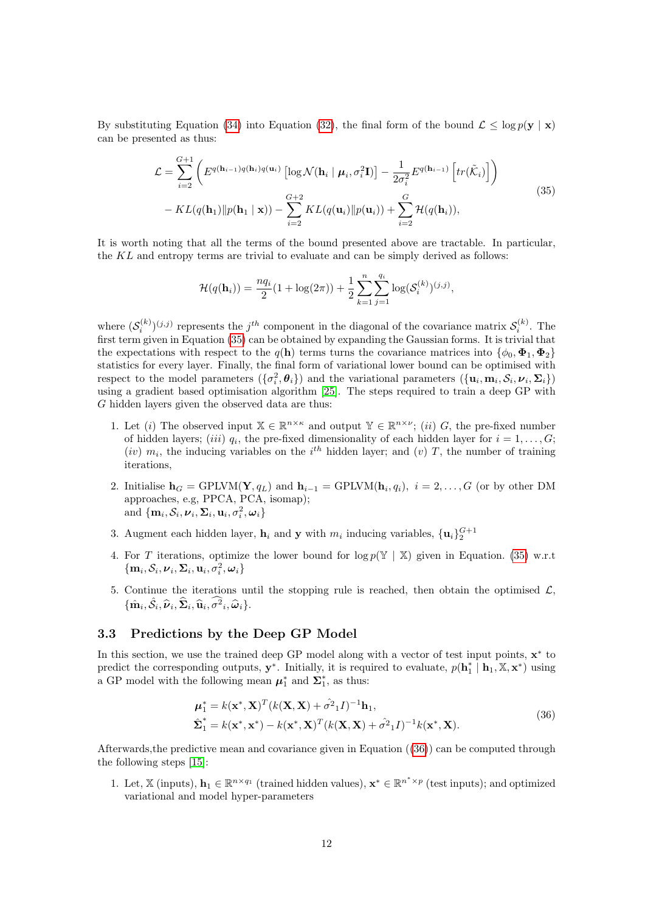By substituting Equation (34) into Equation (32), the final form of the bound $\mathcal{L} \leq \log p(\mathbf{y} \mid \mathbf{x})$ can be presented as thus:

$$
\begin{aligned}
\mathcal{L} = \sum_{i=2}^{G+1} \Bigg( & E^{q(\mathbf{h}_{i-1})q(\mathbf{h}_i)q(\mathbf{u}_i)} \left[\log \mathcal{N}(\mathbf{h}_i \mid \boldsymbol{\mu}_i, \sigma_i^2 \mathbf{I})\right] - \frac{1}{2\sigma_i^2} E^{q(\mathbf{h}_{i-1})} \left[tr(\tilde{\mathcal{K}}_i)\right] \Bigg) \\
& - KL(q(\mathbf{h}_1) \| p(\mathbf{h}_1 \mid \mathbf{x})) - \sum_{i=2}^{G+2} KL(q(\mathbf{u}_i) \| p(\mathbf{u}_i)) + \sum_{i=2}^{G} \mathcal{H}(q(\mathbf{h}_i)),
\end{aligned}
\tag{35}
$$

It is worth noting that all the terms of the bound presented above are tractable. In particular, the $KL$ and entropy terms are trivial to evaluate and can be simply derived as follows:

$$
\mathcal{H}(q(\mathbf{h}_i)) = \frac{nq_i}{2}(1 + \log(2\pi)) + \frac{1}{2} \sum_{k=1}^{n} \sum_{j=1}^{q_i} \log(\mathcal{S}_i^{(k)})^{(j,j)},
$$

where $(\mathcal{S}_i^{(k)})^{(j,j)}$ represents the $j^{th}$ component in the diagonal of the covariance matrix $\mathcal{S}_i^{(k)}$. The first term given in Equation (35) can be obtained by expanding the Gaussian forms. It is trivial that the expectations with respect to the $q(\mathbf{h})$ terms turns the covariance matrices into $\{\phi_0, \boldsymbol{\Phi}_1, \boldsymbol{\Phi}_2\}$ statistics for every layer. Finally, the final form of variational lower bound can be optimised with respect to the model parameters $(\{\sigma_i^2, \boldsymbol{\theta}_i\})$ and the variational parameters $(\{\mathbf{u}_i, \mathbf{m}_i, \mathcal{S}_i, \boldsymbol{\nu}_i, \boldsymbol{\Sigma}_i\})$ using a gradient based optimisation algorithm [25]. The steps required to train a deep GP with $G$ hidden layers given the observed data are thus:

1. Let $(i)$ The observed input $\mathbb{X} \in \mathbb{R}^{n \times \kappa}$ and output $\mathbb{Y} \in \mathbb{R}^{n \times \nu}$; $(ii)$ $G$, the pre-fixed number of hidden layers; $(iii)$ $q_i$, the pre-fixed dimensionality of each hidden layer for $i = 1, \ldots, G$; $(iv)$ $m_i$, the inducing variables on the $i^{th}$ hidden layer; and $(v)$ $T$, the number of training iterations,
2. Initialise $\mathbf{h}_G = \text{GPLVM}(\mathbf{Y}, q_L)$ and $\mathbf{h}_{i-1} = \text{GPLVM}(\mathbf{h}_i, q_i)$, $i = 2, \ldots, G$ (or by other DM approaches, e.g, PPCA, PCA, isomap);
   and $\{\mathbf{m}_i, \mathcal{S}_i, \boldsymbol{\nu}_i, \boldsymbol{\Sigma}_i, \mathbf{u}_i, \sigma_i^2, \boldsymbol{\omega}_i\}$
3. Augment each hidden layer, $\mathbf{h}_i$ and $\mathbf{y}$ with $m_i$ inducing variables, $\{\mathbf{u}_i\}_2^{G+1}$
4. For $T$ iterations, optimize the lower bound for $\log p(\mathbb{Y} \mid \mathbb{X})$ given in Equation. (35) w.r.t $\{\mathbf{m}_i, \mathcal{S}_i, \boldsymbol{\nu}_i, \boldsymbol{\Sigma}_i, \mathbf{u}_i, \sigma_i^2, \boldsymbol{\omega}_i\}$
5. Continue the iterations until the stopping rule is reached, then obtain the optimised $\mathcal{L}$, $\{\hat{\mathbf{m}}_i, \hat{\mathcal{S}}_i, \widehat{\boldsymbol{\nu}}_i, \widehat{\boldsymbol{\Sigma}}_i, \widehat{\mathbf{u}}_i, \widehat{\sigma^2}_i, \widehat{\boldsymbol{\omega}}_i\}$.

### 3.3 Predictions by the Deep GP Model

In this section, we use the trained deep GP model along with a vector of test input points, $\mathbf{x}^*$ to predict the corresponding outputs, $\mathbf{y}^*$. Initially, it is required to evaluate, $p(\mathbf{h}_1^* \mid \mathbf{h}_1, \mathbb{X}, \mathbf{x}^*)$ using a GP model with the following mean $\boldsymbol{\mu}_1^*$ and $\boldsymbol{\Sigma}_1^*$, as thus:

$$
\begin{aligned}
\boldsymbol{\mu}_1^* &= k(\mathbf{x}^*, \mathbf{X})^T (k(\mathbf{X}, \mathbf{X}) + \hat{\sigma^2}_1 I)^{-1} \mathbf{h}_1, \\
\hat{\boldsymbol{\Sigma}}_1^* &= k(\mathbf{x}^*, \mathbf{x}^*) - k(\mathbf{x}^*, \mathbf{X})^T (k(\mathbf{X}, \mathbf{X}) + \hat{\sigma^2}_1 I)^{-1} k(\mathbf{x}^*, \mathbf{X}).
\end{aligned}
\tag{36}
$$

Afterwards,the predictive mean and covariance given in Equation ((36)) can be computed through the following steps [15]:

1. Let, $\mathbb{X}$ (inputs), $\mathbf{h}_1 \in \mathbb{R}^{n \times q_1}$ (trained hidden values), $\mathbf{x}^* \in \mathbb{R}^{n^* \times p}$ (test inputs); and optimized variational and model hyper-parameters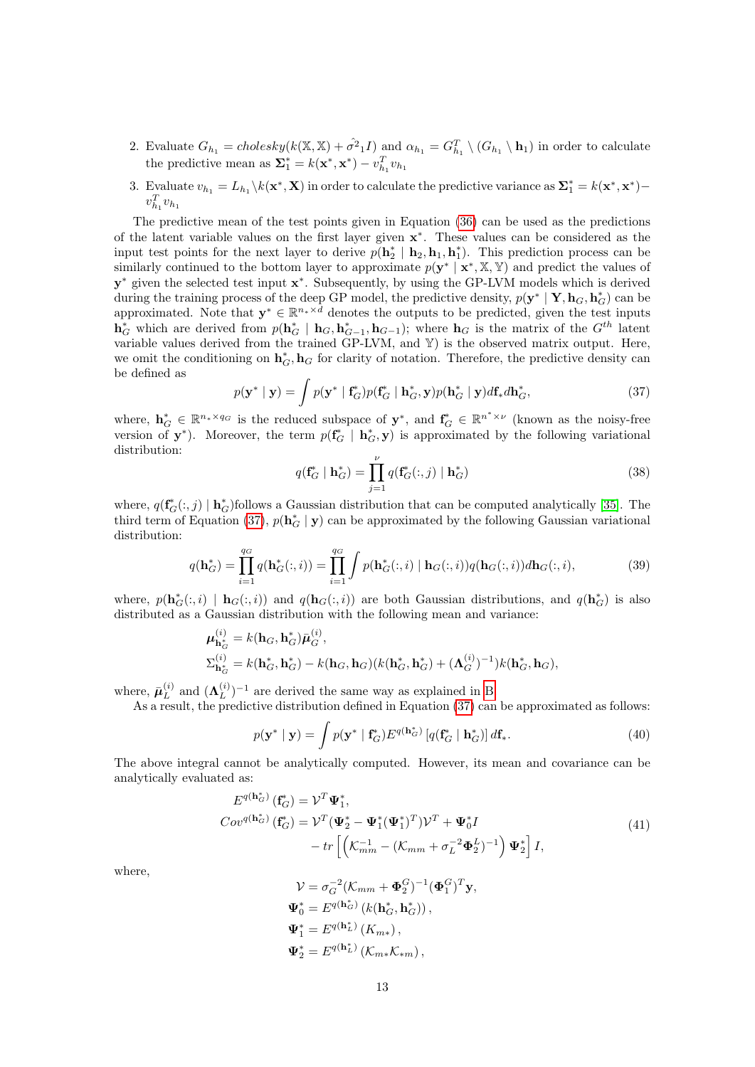2. Evaluate $G_{h_1} = cholesky(k(\mathbb{X}, \mathbb{X}) + \hat{\sigma^2}_1 I)$ and $\alpha_{h_1} = G_{h_1}^T \setminus (G_{h_1} \setminus \mathbf{h}_1)$ in order to calculate the predictive mean as $\mathbf{\Sigma}_1^* = k(\mathbf{x}^*, \mathbf{x}^*) - v_{h_1}^T v_{h_1}$

3. Evaluate $v_{h_1} = L_{h_1} \backslash k(\mathbf{x}^*, \mathbf{X})$ in order to calculate the predictive variance as $\mathbf{\Sigma}_1^* = k(\mathbf{x}^*, \mathbf{x}^*) - v_{h_1}^T v_{h_1}$

The predictive mean of the test points given in Equation (36) can be used as the predictions of the latent variable values on the first layer given $\mathbf{x}^*$. These values can be considered as the input test points for the next layer to derive $p(\mathbf{h}_2^* \mid \mathbf{h}_2, \mathbf{h}_1, \mathbf{h}_1^*)$. This prediction process can be similarly continued to the bottom layer to approximate $p(\mathbf{y}^* \mid \mathbf{x}^*, \mathbb{X}, \mathbb{Y})$ and predict the values of $\mathbf{y}^*$ given the selected test input $\mathbf{x}^*$. Subsequently, by using the GP-LVM models which is derived during the training process of the deep GP model, the predictive density, $p(\mathbf{y}^* \mid \mathbf{Y}, \mathbf{h}_G, \mathbf{h}_G^*)$ can be approximated. Note that $\mathbf{y}^* \in \mathbb{R}^{n_* \times d}$ denotes the outputs to be predicted, given the test inputs $\mathbf{h}_G^*$ which are derived from $p(\mathbf{h}_G^* \mid \mathbf{h}_G, \mathbf{h}_{G-1}^*, \mathbf{h}_{G-1})$; where $\mathbf{h}_G$ is the matrix of the $G^{th}$ latent variable values derived from the trained GP-LVM, and $\mathbb{Y}$) is the observed matrix output. Here, we omit the conditioning on $\mathbf{h}_G^*, \mathbf{h}_G$ for clarity of notation. Therefore, the predictive density can be defined as

$$p(\mathbf{y}^* \mid \mathbf{y}) = \int p(\mathbf{y}^* \mid \mathbf{f}_G^*) p(\mathbf{f}_G^* \mid \mathbf{h}_G^*, \mathbf{y}) p(\mathbf{h}_G^* \mid \mathbf{y}) d\mathbf{f}_* d\mathbf{h}_G^*, \tag{37}$$

where, $\mathbf{h}_G^* \in \mathbb{R}^{n_* \times q_G}$ is the reduced subspace of $\mathbf{y}^*$, and $\mathbf{f}_G^* \in \mathbb{R}^{n^* \times \nu}$ (known as the noisy-free version of $\mathbf{y}^*$). Moreover, the term $p(\mathbf{f}_G^* \mid \mathbf{h}_G^*, \mathbf{y})$ is approximated by the following variational distribution:

$$q(\mathbf{f}_G^* \mid \mathbf{h}_G^*) = \prod_{j=1}^{\nu} q(\mathbf{f}_G^*(:, j) \mid \mathbf{h}_G^*) \tag{38}$$

where, $q(\mathbf{f}_G^*(:, j) \mid \mathbf{h}_G^*)$follows a Gaussian distribution that can be computed analytically [35]. The third term of Equation (37), $p(\mathbf{h}_G^* \mid \mathbf{y})$ can be approximated by the following Gaussian variational distribution:

$$q(\mathbf{h}_G^*) = \prod_{i=1}^{q_G} q(\mathbf{h}_G^*(:, i)) = \prod_{i=1}^{q_G} \int p(\mathbf{h}_G^*(:, i) \mid \mathbf{h}_G(:, i)) q(\mathbf{h}_G(:, i)) d\mathbf{h}_G(:, i), \tag{39}$$

where, $p(\mathbf{h}_G^*(:, i) \mid \mathbf{h}_G(:, i))$ and $q(\mathbf{h}_G(:, i))$ are both Gaussian distributions, and $q(\mathbf{h}_G^*)$ is also distributed as a Gaussian distribution with the following mean and variance:

$$\begin{aligned}
\boldsymbol{\mu}_{\mathbf{h}_G^*}^{(i)} &= k(\mathbf{h}_G, \mathbf{h}_G^*) \bar{\boldsymbol{\mu}}_G^{(i)}, \\
\Sigma_{\mathbf{h}_G^*}^{(i)} &= k(\mathbf{h}_G^*, \mathbf{h}_G^*) - k(\mathbf{h}_G, \mathbf{h}_G)(k(\mathbf{h}_G^*, \mathbf{h}_G^*) + (\mathbf{\Lambda}_G^{(i)})^{-1}) k(\mathbf{h}_G^*, \mathbf{h}_G),
\end{aligned}$$

where, $\bar{\boldsymbol{\mu}}_L^{(i)}$ and $(\mathbf{\Lambda}_L^{(i)})^{-1}$ are derived the same way as explained in B.

As a result, the predictive distribution defined in Equation (37) can be approximated as follows:

$$p(\mathbf{y}^* \mid \mathbf{y}) = \int p(\mathbf{y}^* \mid \mathbf{f}_G^*) E^{q(\mathbf{h}_G^*)} \left[ q(\mathbf{f}_G^* \mid \mathbf{h}_G^*) \right] d\mathbf{f}_*. \tag{40}$$

The above integral cannot be analytically computed. However, its mean and covariance can be analytically evaluated as:

$$\begin{aligned}
E^{q(\mathbf{h}_G^*)}(\mathbf{f}_G^*) &= \mathcal{V}^T \mathbf{\Psi}_1^*, \\
Cov^{q(\mathbf{h}_G^*)}(\mathbf{f}_G^*) &= \mathcal{V}^T (\mathbf{\Psi}_2^* - \mathbf{\Psi}_1^* (\mathbf{\Psi}_1^*)^T) \mathcal{V}^T + \mathbf{\Psi}_0^* I \\
&\quad - tr \left[ \left( \mathcal{K}_{mm}^{-1} - (\mathcal{K}_{mm} + \sigma_L^{-2} \mathbf{\Phi}_2^L)^{-1} \right) \mathbf{\Psi}_2^* \right] I,
\end{aligned} \tag{41}$$

where,

$$\begin{aligned}
\mathcal{V} &= \sigma_G^{-2} (\mathcal{K}_{mm} + \mathbf{\Phi}_2^G)^{-1} (\mathbf{\Phi}_1^G)^T \mathbf{y}, \\
\mathbf{\Psi}_0^* &= E^{q(\mathbf{h}_G^*)} \left( k(\mathbf{h}_G^*, \mathbf{h}_G^*) \right), \\
\mathbf{\Psi}_1^* &= E^{q(\mathbf{h}_L^*)} \left( K_{m*} \right), \\
\mathbf{\Psi}_2^* &= E^{q(\mathbf{h}_L^*)} \left( \mathcal{K}_{m*} \mathcal{K}_{*m} \right),
\end{aligned}$$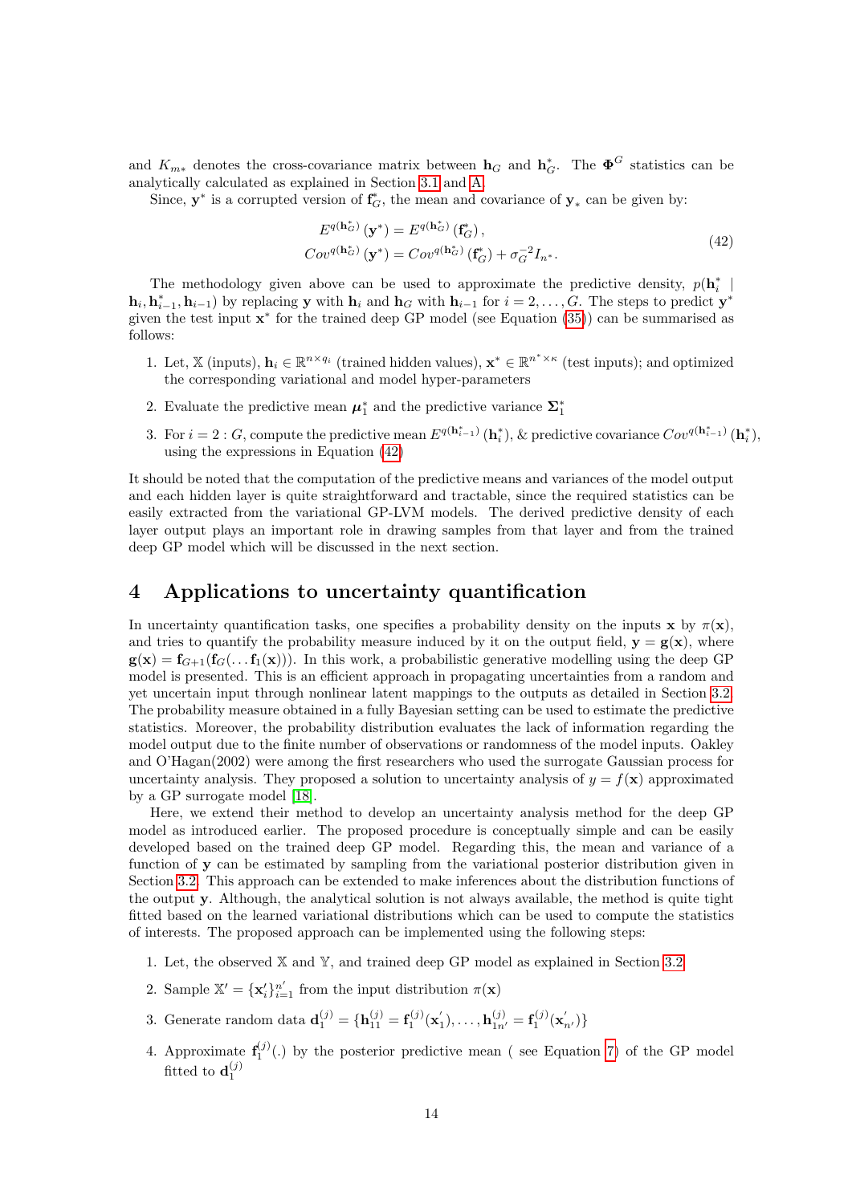and $K_{m*}$ denotes the cross-covariance matrix between $\mathbf{h}_G$ and $\mathbf{h}_G^*$. The $\mathbf{\Phi}^G$ statistics can be analytically calculated as explained in Section 3.1 and A.

Since, $\mathbf{y}^*$ is a corrupted version of $\mathbf{f}_G^*$, the mean and covariance of $\mathbf{y}_*$ can be given by:

$$
\begin{aligned}
E^{q(\mathbf{h}_G^*)}\left(\mathbf{y}^*\right) &= E^{q(\mathbf{h}_G^*)}\left(\mathbf{f}_G^*\right), \\
Cov^{q(\mathbf{h}_G^*)}\left(\mathbf{y}^*\right) &= Cov^{q(\mathbf{h}_G^*)}\left(\mathbf{f}_G^*\right) + \sigma_G^{-2} I_{n^*}.
\end{aligned}
\tag{42}
$$

The methodology given above can be used to approximate the predictive density, $p(\mathbf{h}_i^* \mid \mathbf{h}_i, \mathbf{h}_{i-1}^*, \mathbf{h}_{i-1})$ by replacing $\mathbf{y}$ with $\mathbf{h}_i$ and $\mathbf{h}_G$ with $\mathbf{h}_{i-1}$ for $i = 2, \ldots, G$. The steps to predict $\mathbf{y}^*$ given the test input $\mathbf{x}^*$ for the trained deep GP model (see Equation (35)) can be summarised as follows:

1. Let, $\mathbb{X}$ (inputs), $\mathbf{h}_i \in \mathbb{R}^{n \times q_i}$ (trained hidden values), $\mathbf{x}^* \in \mathbb{R}^{n^* \times \kappa}$ (test inputs); and optimized the corresponding variational and model hyper-parameters
2. Evaluate the predictive mean $\boldsymbol{\mu}_1^*$ and the predictive variance $\mathbf{\Sigma}_1^*$
3. For $i = 2 : G$, compute the predictive mean $E^{q(\mathbf{h}_{i-1}^*)}\left(\mathbf{h}_i^*\right)$, & predictive covariance $Cov^{q(\mathbf{h}_{i-1}^*)}\left(\mathbf{h}_i^*\right)$, using the expressions in Equation (42)

It should be noted that the computation of the predictive means and variances of the model output and each hidden layer is quite straightforward and tractable, since the required statistics can be easily extracted from the variational GP-LVM models. The derived predictive density of each layer output plays an important role in drawing samples from that layer and from the trained deep GP model which will be discussed in the next section.

# 4 Applications to uncertainty quantification

In uncertainty quantification tasks, one specifies a probability density on the inputs $\mathbf{x}$ by $\pi(\mathbf{x})$, and tries to quantify the probability measure induced by it on the output field, $\mathbf{y} = \mathbf{g}(\mathbf{x})$, where $\mathbf{g}(\mathbf{x}) = \mathbf{f}_{G+1}(\mathbf{f}_G(\ldots \mathbf{f}_1(\mathbf{x})))$. In this work, a probabilistic generative modelling using the deep GP model is presented. This is an efficient approach in propagating uncertainties from a random and yet uncertain input through nonlinear latent mappings to the outputs as detailed in Section 3.2. The probability measure obtained in a fully Bayesian setting can be used to estimate the predictive statistics. Moreover, the probability distribution evaluates the lack of information regarding the model output due to the finite number of observations or randomness of the model inputs. Oakley and O'Hagan(2002) were among the first researchers who used the surrogate Gaussian process for uncertainty analysis. They proposed a solution to uncertainty analysis of $y = f(\mathbf{x})$ approximated by a GP surrogate model [18].

Here, we extend their method to develop an uncertainty analysis method for the deep GP model as introduced earlier. The proposed procedure is conceptually simple and can be easily developed based on the trained deep GP model. Regarding this, the mean and variance of a function of $\mathbf{y}$ can be estimated by sampling from the variational posterior distribution given in Section 3.2. This approach can be extended to make inferences about the distribution functions of the output $\mathbf{y}$. Although, the analytical solution is not always available, the method is quite tight fitted based on the learned variational distributions which can be used to compute the statistics of interests. The proposed approach can be implemented using the following steps:

1. Let, the observed $\mathbb{X}$ and $\mathbb{Y}$, and trained deep GP model as explained in Section 3.2
2. Sample $\mathbb{X}' = \{\mathbf{x}_i'\}_{i=1}^{n'}$ from the input distribution $\pi(\mathbf{x})$
3. Generate random data $\mathbf{d}_1^{(j)} = \{\mathbf{h}_{11}^{(j)} = \mathbf{f}_1^{(j)}(\mathbf{x}_1'), \ldots, \mathbf{h}_{1n'}^{(j)} = \mathbf{f}_1^{(j)}(\mathbf{x}_{n'}')\}$
4. Approximate $\mathbf{f}_1^{(j)}(.)$ by the posterior predictive mean ( see Equation 7) of the GP model fitted to $\mathbf{d}_1^{(j)}$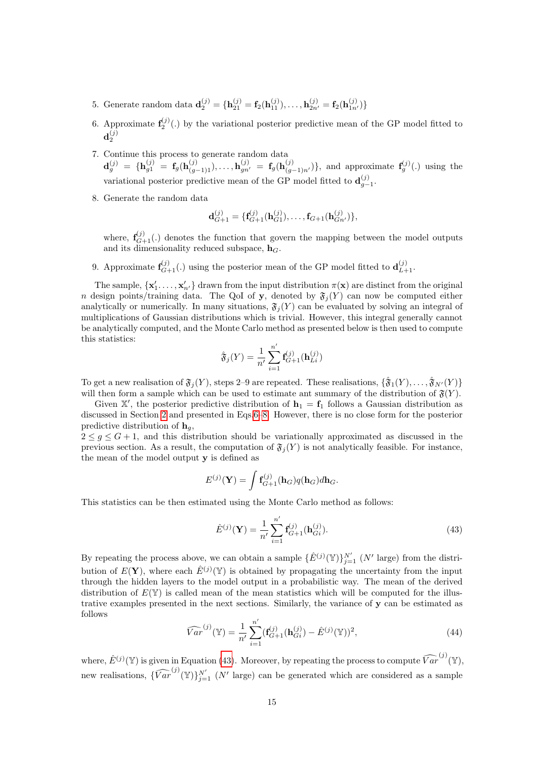5. Generate random data $\mathbf{d}_2^{(j)} = \{\mathbf{h}_{21}^{(j)} = \mathbf{f}_2(\mathbf{h}_{11}^{(j)}), \ldots, \mathbf{h}_{2n'}^{(j)} = \mathbf{f}_2(\mathbf{h}_{1n'}^{(j)})\}$

6. Approximate $\mathbf{f}_2^{(j)}(.)$ by the variational posterior predictive mean of the GP model fitted to $\mathbf{d}_2^{(j)}$

7. Continue this process to generate random data $\mathbf{d}_g^{(j)} = \{\mathbf{h}_{g1}^{(j)} = \mathbf{f}_g(\mathbf{h}_{(g-1)1}^{(j)}), \ldots, \mathbf{h}_{gn'}^{(j)} = \mathbf{f}_g(\mathbf{h}_{(g-1)n'}^{(j)})\}$, and approximate $\mathbf{f}_g^{(j)}(.)$ using the variational posterior predictive mean of the GP model fitted to $\mathbf{d}_{g-1}^{(j)}$.

8. Generate the random data

$$\mathbf{d}_{G+1}^{(j)} = \{\mathbf{f}_{G+1}^{(j)}(\mathbf{h}_{G1}^{(j)}), \ldots, \mathbf{f}_{G+1}(\mathbf{h}_{Gn'}^{(j)})\},$$

where, $\mathbf{f}_{G+1}^{(j)}(.)$ denotes the function that govern the mapping between the model outputs and its dimensionality reduced subspace, $\mathbf{h}_G$.

9. Approximate $\mathbf{f}_{G+1}^{(j)}(.)$ using the posterior mean of the GP model fitted to $\mathbf{d}_{L+1}^{(j)}$.

The sample, $\{\mathbf{x}'_1, \ldots, \mathbf{x}'_{n'}\}$ drawn from the input distribution $\pi(\mathbf{x})$ are distinct from the original $n$ design points/training data. The QoI of $\mathbf{y}$, denoted by $\mathfrak{F}_j(Y)$ can now be computed either analytically or numerically. In many situations, $\mathfrak{F}_j(Y)$ can be evaluated by solving an integral of multiplications of Gaussian distributions which is trivial. However, this integral generally cannot be analytically computed, and the Monte Carlo method as presented below is then used to compute this statistics:

$$\hat{\mathfrak{F}}_j(Y) = \frac{1}{n'} \sum_{i=1}^{n'} \mathbf{f}_{G+1}^{(j)}(\mathbf{h}_{Li}^{(j)})$$

To get a new realisation of $\mathfrak{F}_j(Y)$, steps 2–9 are repeated. These realisations, $\{\hat{\mathfrak{F}}_1(Y), \ldots, \hat{\mathfrak{F}}_{N'}(Y)\}$ will then form a sample which can be used to estimate ant summary of the distribution of $\mathfrak{F}(Y)$.

Given $\mathbb{X}'$, the posterior predictive distribution of $\mathbf{h}_1 = \mathbf{f}_1$ follows a Gaussian distribution as discussed in Section 2 and presented in Eqs.6–8. However, there is no close form for the posterior predictive distribution of $\mathbf{h}_g$, $2 \leq g \leq G+1$, and this distribution should be variationally approximated as discussed in the previous section. As a result, the computation of $\mathfrak{F}_j(Y)$ is not analytically feasible. For instance, the mean of the model output $\mathbf{y}$ is defined as

$$E^{(j)}(\mathbf{Y}) = \int \mathbf{f}_{G+1}^{(j)}(\mathbf{h}_G) q(\mathbf{h}_G) d\mathbf{h}_G.$$

This statistics can be then estimated using the Monte Carlo method as follows:

$$\hat{E}^{(j)}(\mathbf{Y}) = \frac{1}{n'} \sum_{i=1}^{n'} \mathbf{f}_{G+1}^{(j)}(\mathbf{h}_{Gi}^{(j)}). \tag{43}$$

By repeating the process above, we can obtain a sample $\{\hat{E}^{(j)}(\mathbb{Y})\}_{j=1}^{N'}$ ($N'$ large) from the distribution of $E(\mathbf{Y})$, where each $\hat{E}^{(j)}(\mathbb{Y})$ is obtained by propagating the uncertainty from the input through the hidden layers to the model output in a probabilistic way. The mean of the derived distribution of $E(\mathbb{Y})$ is called mean of the mean statistics which will be computed for the illustrative examples presented in the next sections. Similarly, the variance of $\mathbf{y}$ can be estimated as follows

$$\widehat{Var}^{(j)}(\mathbb{Y}) = \frac{1}{n'} \sum_{i=1}^{n'} (\mathbf{f}_{G+1}^{(j)}(\mathbf{h}_{Gi}^{(j)}) - \hat{E}^{(j)}(\mathbb{Y}))^2, \tag{44}$$

where, $\hat{E}^{(j)}(\mathbb{Y})$ is given in Equation (43). Moreover, by repeating the process to compute $\widehat{Var}^{(j)}(\mathbb{Y})$, new realisations, $\{\widehat{Var}^{(j)}(\mathbb{Y})\}_{j=1}^{N'}$ ($N'$ large) can be generated which are considered as a sample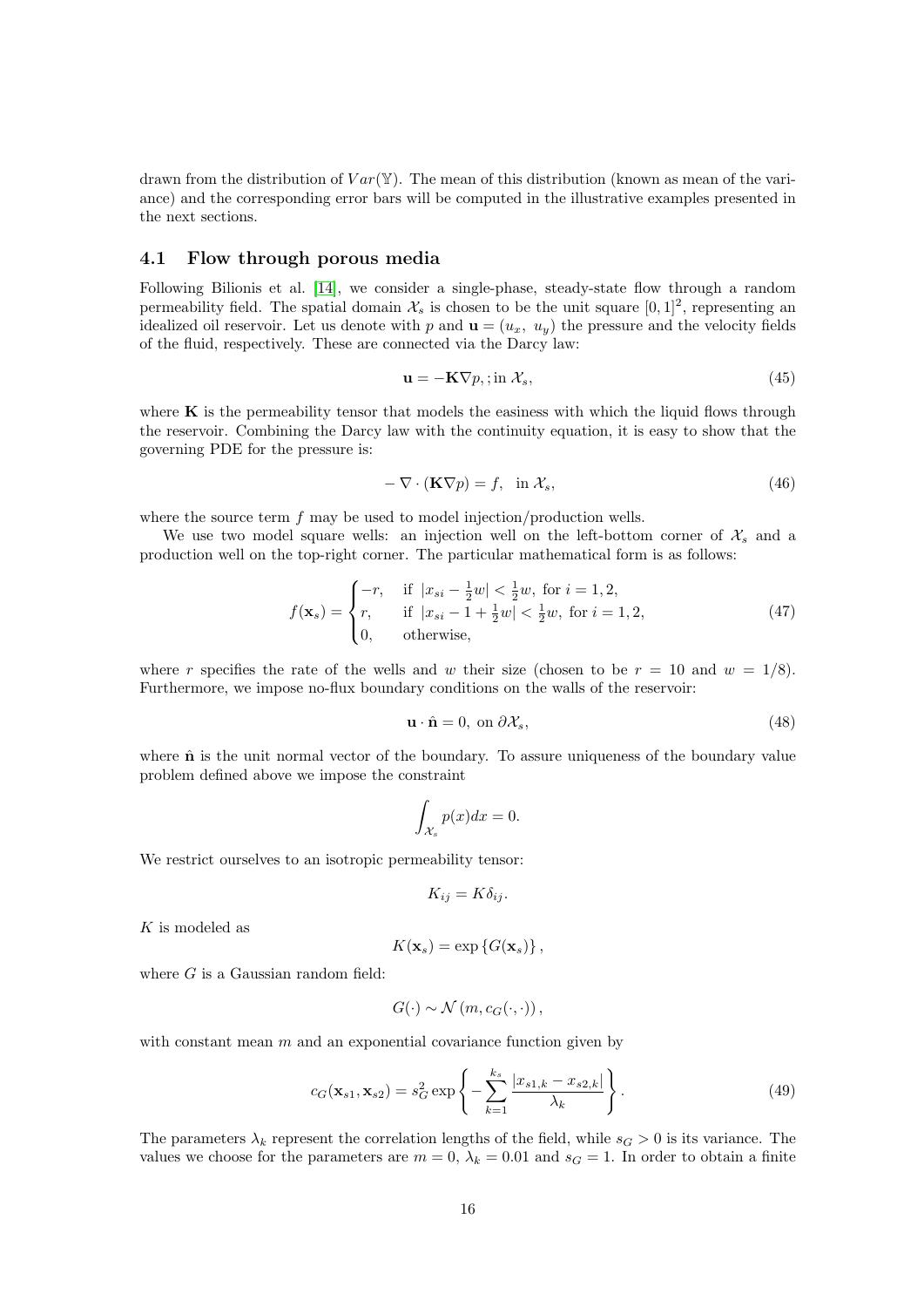drawn from the distribution of $Var(\mathbb{Y})$. The mean of this distribution (known as mean of the variance) and the corresponding error bars will be computed in the illustrative examples presented in the next sections.

### 4.1 Flow through porous media

Following Bilionis et al. [14], we consider a single-phase, steady-state flow through a random permeability field. The spatial domain $\mathcal{X}_s$ is chosen to be the unit square $[0,1]^2$, representing an idealized oil reservoir. Let us denote with $p$ and $\mathbf{u} = (u_x,\ u_y)$ the pressure and the velocity fields of the fluid, respectively. These are connected via the Darcy law:

$$\mathbf{u} = -\mathbf{K}\nabla p, ; \text{in } \mathcal{X}_s, \tag{45}$$

where $\mathbf{K}$ is the permeability tensor that models the easiness with which the liquid flows through the reservoir. Combining the Darcy law with the continuity equation, it is easy to show that the governing PDE for the pressure is:

$$-\nabla \cdot (\mathbf{K}\nabla p) = f, \quad \text{in } \mathcal{X}_s, \tag{46}$$

where the source term $f$ may be used to model injection/production wells.

We use two model square wells: an injection well on the left-bottom corner of $\mathcal{X}_s$ and a production well on the top-right corner. The particular mathematical form is as follows:

$$f(\mathbf{x}_s) = \begin{cases} -r, & \text{if } |x_{si} - \frac{1}{2}w| < \frac{1}{2}w, \text{ for } i = 1, 2, \\ r, & \text{if } |x_{si} - 1 + \frac{1}{2}w| < \frac{1}{2}w, \text{ for } i = 1, 2, \\ 0, & \text{otherwise,} \end{cases} \tag{47}$$

where $r$ specifies the rate of the wells and $w$ their size (chosen to be $r = 10$ and $w = 1/8$). Furthermore, we impose no-flux boundary conditions on the walls of the reservoir:

$$\mathbf{u} \cdot \hat{\mathbf{n}} = 0, \text{ on } \partial\mathcal{X}_s, \tag{48}$$

where $\hat{\mathbf{n}}$ is the unit normal vector of the boundary. To assure uniqueness of the boundary value problem defined above we impose the constraint

$$\int_{\mathcal{X}_s} p(x)dx = 0.$$

We restrict ourselves to an isotropic permeability tensor:

$$K_{ij} = K\delta_{ij}.$$

$K$ is modeled as

$$K(\mathbf{x}_s) = \exp\left\{G(\mathbf{x}_s)\right\},$$

where $G$ is a Gaussian random field:

$$G(\cdot) \sim \mathcal{N}\left(m, c_G(\cdot,\cdot)\right),$$

with constant mean $m$ and an exponential covariance function given by

$$c_G(\mathbf{x}_{s1}, \mathbf{x}_{s2}) = s_G^2 \exp\left\{-\sum_{k=1}^{k_s} \frac{|x_{s1,k} - x_{s2,k}|}{\lambda_k}\right\}. \tag{49}$$

The parameters $\lambda_k$ represent the correlation lengths of the field, while $s_G > 0$ is its variance. The values we choose for the parameters are $m = 0$, $\lambda_k = 0.01$ and $s_G = 1$. In order to obtain a finite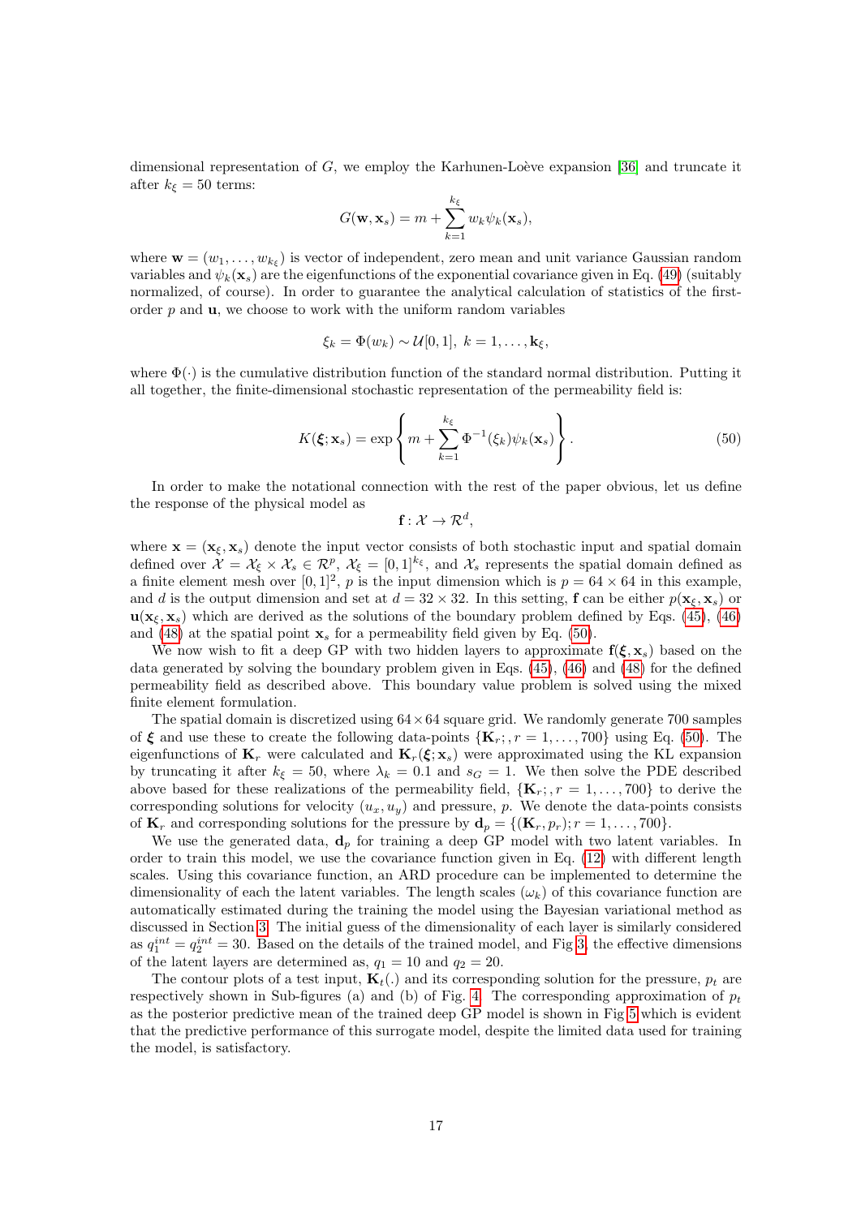dimensional representation of $G$, we employ the Karhunen-Loève expansion [36] and truncate it after $k_\xi = 50$ terms:

$$G(\mathbf{w}, \mathbf{x}_s) = m + \sum_{k=1}^{k_\xi} w_k \psi_k(\mathbf{x}_s),$$

where $\mathbf{w} = (w_1, \ldots, w_{k_\xi})$ is vector of independent, zero mean and unit variance Gaussian random variables and $\psi_k(\mathbf{x}_s)$ are the eigenfunctions of the exponential covariance given in Eq. (49) (suitably normalized, of course). In order to guarantee the analytical calculation of statistics of the first-order $p$ and $\mathbf{u}$, we choose to work with the uniform random variables

$$\xi_k = \Phi(w_k) \sim \mathcal{U}[0, 1], \; k = 1, \ldots, \mathbf{k}_\xi,$$

where $\Phi(\cdot)$ is the cumulative distribution function of the standard normal distribution. Putting it all together, the finite-dimensional stochastic representation of the permeability field is:

$$K(\boldsymbol{\xi}; \mathbf{x}_s) = \exp\left\{ m + \sum_{k=1}^{k_\xi} \Phi^{-1}(\xi_k)\psi_k(\mathbf{x}_s) \right\}. \tag{50}$$

In order to make the notational connection with the rest of the paper obvious, let us define the response of the physical model as

$$\mathbf{f} : \mathcal{X} \to \mathcal{R}^d,$$

where $\mathbf{x} = (\mathbf{x}_\xi, \mathbf{x}_s)$ denote the input vector consists of both stochastic input and spatial domain defined over $\mathcal{X} = \mathcal{X}_\xi \times \mathcal{X}_s \in \mathcal{R}^p$, $\mathcal{X}_\xi = [0, 1]^{k_\xi}$, and $\mathcal{X}_s$ represents the spatial domain defined as a finite element mesh over $[0, 1]^2$, $p$ is the input dimension which is $p = 64 \times 64$ in this example, and $d$ is the output dimension and set at $d = 32 \times 32$. In this setting, $\mathbf{f}$ can be either $p(\mathbf{x}_\xi, \mathbf{x}_s)$ or $\mathbf{u}(\mathbf{x}_\xi, \mathbf{x}_s)$ which are derived as the solutions of the boundary problem defined by Eqs. (45), (46) and (48) at the spatial point $\mathbf{x}_s$ for a permeability field given by Eq. (50).

We now wish to fit a deep GP with two hidden layers to approximate $\mathbf{f}(\boldsymbol{\xi}, \mathbf{x}_s)$ based on the data generated by solving the boundary problem given in Eqs. (45), (46) and (48) for the defined permeability field as described above. This boundary value problem is solved using the mixed finite element formulation.

The spatial domain is discretized using $64 \times 64$ square grid. We randomly generate 700 samples of $\boldsymbol{\xi}$ and use these to create the following data-points $\{\mathbf{K}_r; , r = 1, \ldots, 700\}$ using Eq. (50). The eigenfunctions of $\mathbf{K}_r$ were calculated and $\mathbf{K}_r(\boldsymbol{\xi}; \mathbf{x}_s)$ were approximated using the KL expansion by truncating it after $k_\xi = 50$, where $\lambda_k = 0.1$ and $s_G = 1$. We then solve the PDE described above based for these realizations of the permeability field, $\{\mathbf{K}_r; , r = 1, \ldots, 700\}$ to derive the corresponding solutions for velocity $(u_x, u_y)$ and pressure, $p$. We denote the data-points consists of $\mathbf{K}_r$ and corresponding solutions for the pressure by $\mathbf{d}_p = \{(\mathbf{K}_r, p_r); r = 1, \ldots, 700\}$.

We use the generated data, $\mathbf{d}_p$ for training a deep GP model with two latent variables. In order to train this model, we use the covariance function given in Eq. (12) with different length scales. Using this covariance function, an ARD procedure can be implemented to determine the dimensionality of each the latent variables. The length scales $(\omega_k)$ of this covariance function are automatically estimated during the training the model using the Bayesian variational method as discussed in Section 3. The initial guess of the dimensionality of each layer is similarly considered as $q_1^{int} = q_2^{int} = 30$. Based on the details of the trained model, and Fig 3, the effective dimensions of the latent layers are determined as, $q_1 = 10$ and $q_2 = 20$.

The contour plots of a test input, $\mathbf{K}_t(.)$ and its corresponding solution for the pressure, $p_t$ are respectively shown in Sub-figures (a) and (b) of Fig. 4. The corresponding approximation of $p_t$ as the posterior predictive mean of the trained deep GP model is shown in Fig 5 which is evident that the predictive performance of this surrogate model, despite the limited data used for training the model, is satisfactory.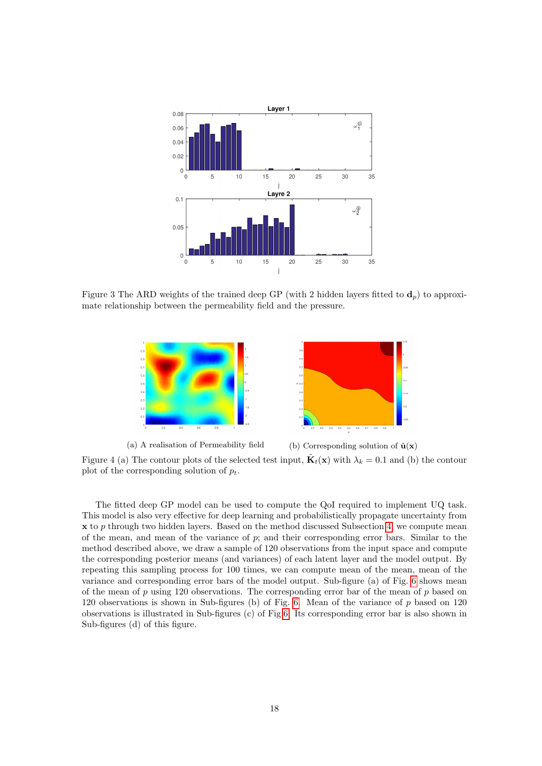Figure 3 The ARD weights of the trained deep GP (with 2 hidden layers fitted to $\mathbf{d}_p$) to approximate relationship between the permeability field and the pressure.

(a) A realisation of Permeability field

(b) Corresponding solution of $\tilde{\mathbf{u}}(\mathbf{x})$

Figure 4 (a) The contour plots of the selected test input, $\tilde{\mathbf{K}}_t(\mathbf{x})$ with $\lambda_k = 0.1$ and (b) the contour plot of the corresponding solution of $p_t$.

The fitted deep GP model can be used to compute the QoI required to implement UQ task. This model is also very effective for deep learning and probabilistically propagate uncertainty from $\mathbf{x}$ to $p$ through two hidden layers. Based on the method discussed Subsection 4, we compute mean of the mean, and mean of the variance of $p$; and their corresponding error bars. Similar to the method described above, we draw a sample of 120 observations from the input space and compute the corresponding posterior means (and variances) of each latent layer and the model output. By repeating this sampling process for 100 times, we can compute mean of the mean, mean of the variance and corresponding error bars of the model output. Sub-figure (a) of Fig. 6 shows mean of the mean of $p$ using 120 observations. The corresponding error bar of the mean of $p$ based on 120 observations is shown in Sub-figures (b) of Fig. 6. Mean of the variance of $p$ based on 120 observations is illustrated in Sub-figures (c) of Fig 6. Its corresponding error bar is also shown in Sub-figures (d) of this figure.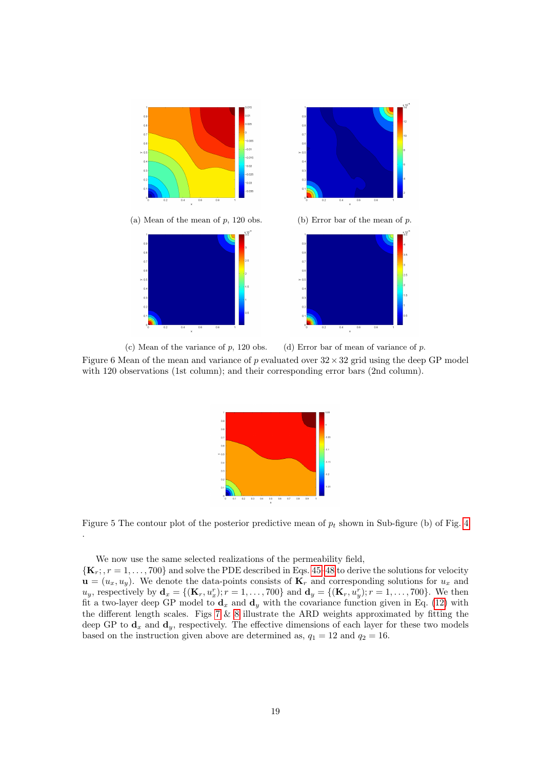(a) Mean of the mean of $p$, 120 obs.

(b) Error bar of the mean of $p$.

(c) Mean of the variance of $p$, 120 obs.

(d) Error bar of mean of variance of $p$.

Figure 6 Mean of the mean and variance of $p$ evaluated over $32 \times 32$ grid using the deep GP model with 120 observations (1st column); and their corresponding error bars (2nd column).

Figure 5 The contour plot of the posterior predictive mean of $p_t$ shown in Sub-figure (b) of Fig. 4
.

We now use the same selected realizations of the permeability field, $\{\mathbf{K}_r; , r = 1, \ldots, 700\}$ and solve the PDE described in Eqs. 45–48 to derive the solutions for velocity $\mathbf{u} = (u_x, u_y)$. We denote the data-points consists of $\mathbf{K}_r$ and corresponding solutions for $u_x$ and $u_y$, respectively by $\mathbf{d}_x = \{(\mathbf{K}_r, u_x^r); r = 1, \ldots, 700\}$ and $\mathbf{d}_y = \{(\mathbf{K}_r, u_y^r); r = 1, \ldots, 700\}$. We then fit a two-layer deep GP model to $\mathbf{d}_x$ and $\mathbf{d}_y$ with the covariance function given in Eq. (12) with the different length scales. Figs 7 & 8 illustrate the ARD weights approximated by fitting the deep GP to $\mathbf{d}_x$ and $\mathbf{d}_y$, respectively. The effective dimensions of each layer for these two models based on the instruction given above are determined as, $q_1 = 12$ and $q_2 = 16$.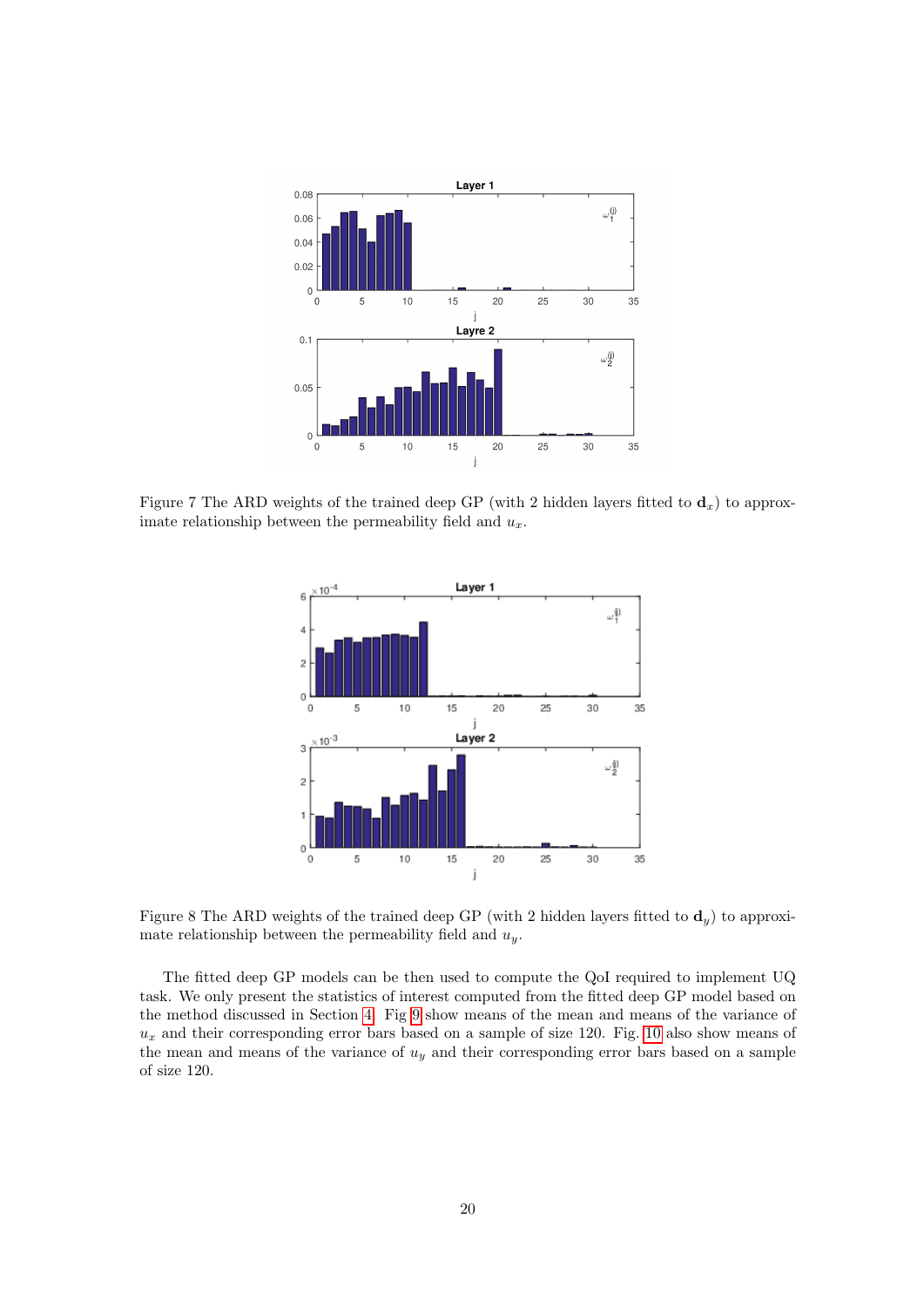Figure 7 The ARD weights of the trained deep GP (with 2 hidden layers fitted to $\mathbf{d}_x$) to approximate relationship between the permeability field and $u_x$.

Figure 8 The ARD weights of the trained deep GP (with 2 hidden layers fitted to $\mathbf{d}_y$) to approximate relationship between the permeability field and $u_y$.

The fitted deep GP models can be then used to compute the QoI required to implement UQ task. We only present the statistics of interest computed from the fitted deep GP model based on the method discussed in Section 4. Fig 9 show means of the mean and means of the variance of $u_x$ and their corresponding error bars based on a sample of size 120. Fig. 10 also show means of the mean and means of the variance of $u_y$ and their corresponding error bars based on a sample of size 120.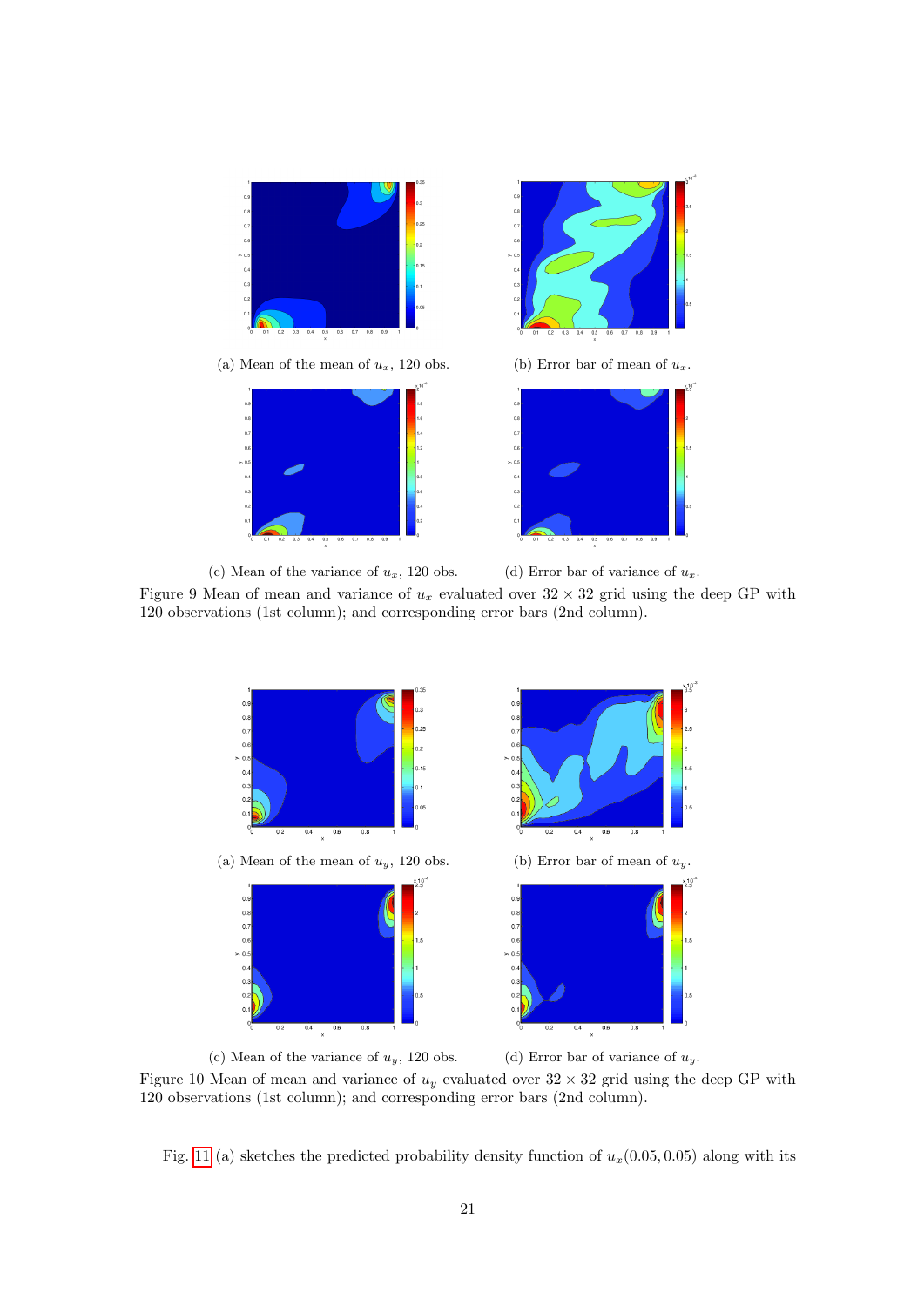(a) Mean of the mean of $u_x$, 120 obs.

(b) Error bar of mean of $u_x$.

(c) Mean of the variance of $u_x$, 120 obs.

(d) Error bar of variance of $u_x$.

Figure 9 Mean of mean and variance of $u_x$ evaluated over $32 \times 32$ grid using the deep GP with 120 observations (1st column); and corresponding error bars (2nd column).

(a) Mean of the mean of $u_y$, 120 obs.

(b) Error bar of mean of $u_y$.

(c) Mean of the variance of $u_y$, 120 obs.

(d) Error bar of variance of $u_y$.

Figure 10 Mean of mean and variance of $u_y$ evaluated over $32 \times 32$ grid using the deep GP with 120 observations (1st column); and corresponding error bars (2nd column).

Fig. 11 (a) sketches the predicted probability density function of $u_x(0.05, 0.05)$ along with its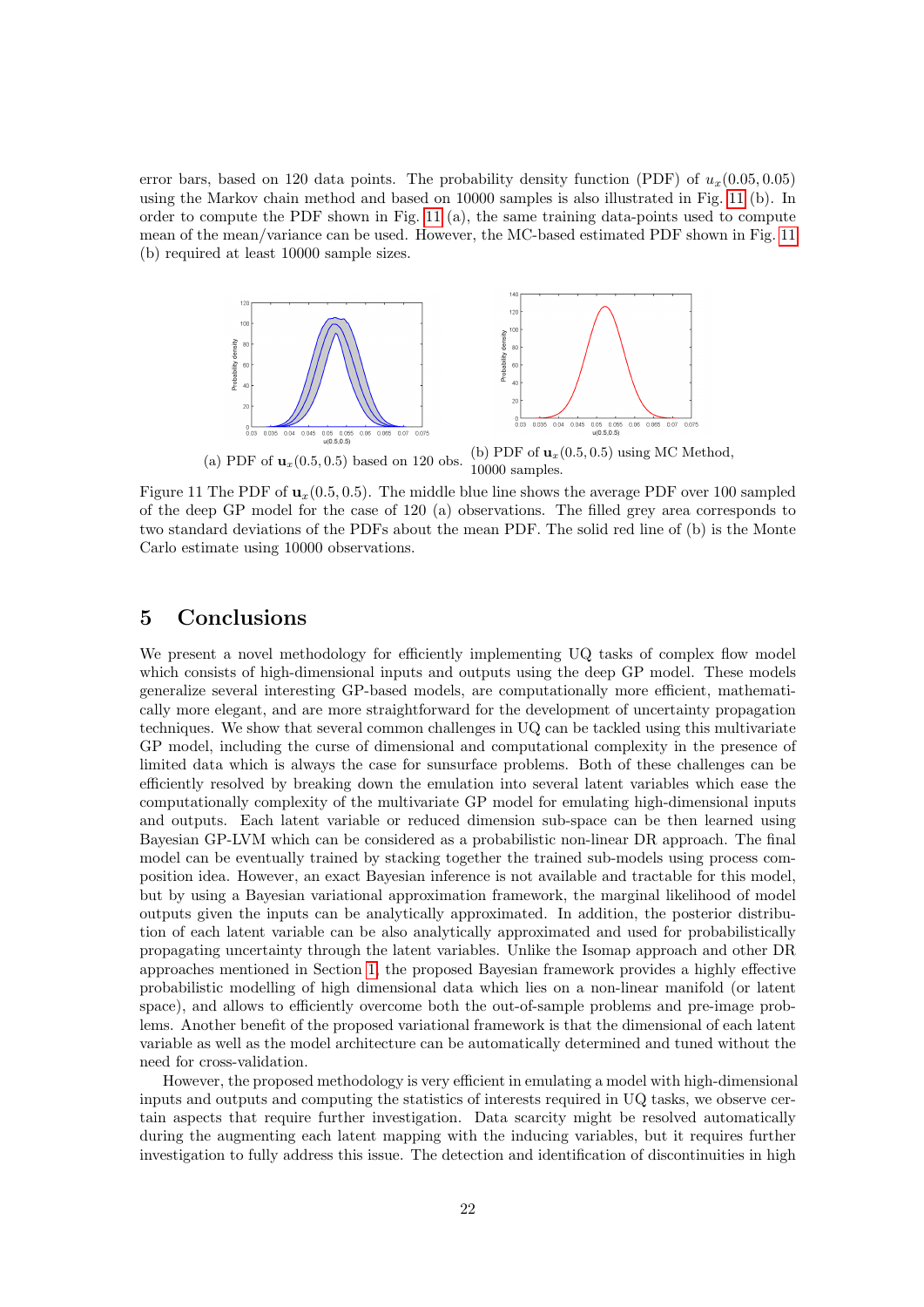error bars, based on 120 data points. The probability density function (PDF) of $u_x(0.05, 0.05)$ using the Markov chain method and based on 10000 samples is also illustrated in Fig. 11 (b). In order to compute the PDF shown in Fig. 11 (a), the same training data-points used to compute mean of the mean/variance can be used. However, the MC-based estimated PDF shown in Fig. 11 (b) required at least 10000 sample sizes.

(a) PDF of $\mathbf{u}_x(0.5, 0.5)$ based on 120 obs.

(b) PDF of $\mathbf{u}_x(0.5, 0.5)$ using MC Method, 10000 samples.

Figure 11 The PDF of $\mathbf{u}_x(0.5, 0.5)$. The middle blue line shows the average PDF over 100 sampled of the deep GP model for the case of 120 (a) observations. The filled grey area corresponds to two standard deviations of the PDFs about the mean PDF. The solid red line of (b) is the Monte Carlo estimate using 10000 observations.

## 5 Conclusions

We present a novel methodology for efficiently implementing UQ tasks of complex flow model which consists of high-dimensional inputs and outputs using the deep GP model. These models generalize several interesting GP-based models, are computationally more efficient, mathematically more elegant, and are more straightforward for the development of uncertainty propagation techniques. We show that several common challenges in UQ can be tackled using this multivariate GP model, including the curse of dimensional and computational complexity in the presence of limited data which is always the case for sunsurface problems. Both of these challenges can be efficiently resolved by breaking down the emulation into several latent variables which ease the computationally complexity of the multivariate GP model for emulating high-dimensional inputs and outputs. Each latent variable or reduced dimension sub-space can be then learned using Bayesian GP-LVM which can be considered as a probabilistic non-linear DR approach. The final model can be eventually trained by stacking together the trained sub-models using process composition idea. However, an exact Bayesian inference is not available and tractable for this model, but by using a Bayesian variational approximation framework, the marginal likelihood of model outputs given the inputs can be analytically approximated. In addition, the posterior distribution of each latent variable can be also analytically approximated and used for probabilistically propagating uncertainty through the latent variables. Unlike the Isomap approach and other DR approaches mentioned in Section 1, the proposed Bayesian framework provides a highly effective probabilistic modelling of high dimensional data which lies on a non-linear manifold (or latent space), and allows to efficiently overcome both the out-of-sample problems and pre-image problems. Another benefit of the proposed variational framework is that the dimensional of each latent variable as well as the model architecture can be automatically determined and tuned without the need for cross-validation.

However, the proposed methodology is very efficient in emulating a model with high-dimensional inputs and outputs and computing the statistics of interests required in UQ tasks, we observe certain aspects that require further investigation. Data scarcity might be resolved automatically during the augmenting each latent mapping with the inducing variables, but it requires further investigation to fully address this issue. The detection and identification of discontinuities in high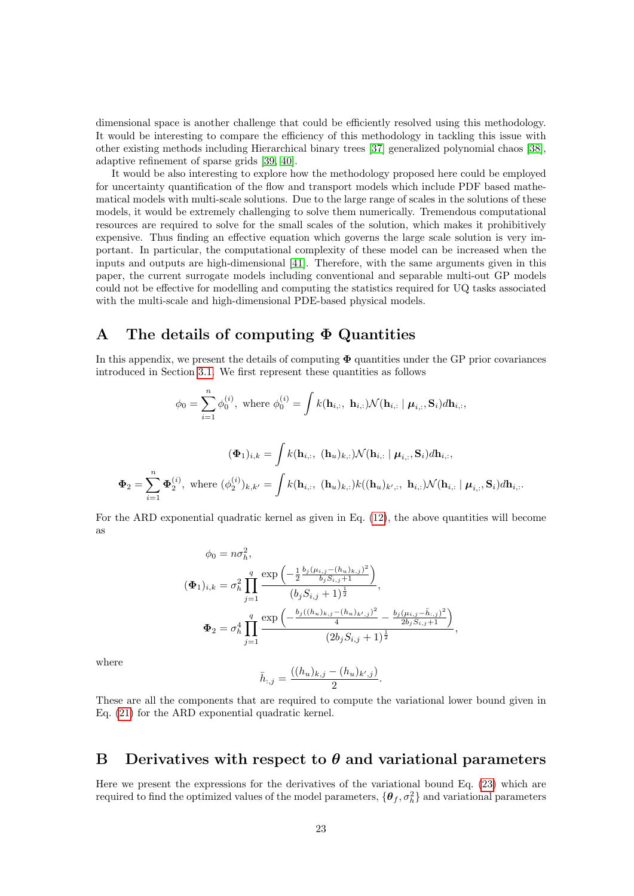dimensional space is another challenge that could be efficiently resolved using this methodology. It would be interesting to compare the efficiency of this methodology in tackling this issue with other existing methods including Hierarchical binary trees [37] generalized polynomial chaos [38], adaptive refinement of sparse grids [39, 40].

It would be also interesting to explore how the methodology proposed here could be employed for uncertainty quantification of the flow and transport models which include PDF based mathematical models with multi-scale solutions. Due to the large range of scales in the solutions of these models, it would be extremely challenging to solve them numerically. Tremendous computational resources are required to solve for the small scales of the solution, which makes it prohibitively expensive. Thus finding an effective equation which governs the large scale solution is very important. In particular, the computational complexity of these model can be increased when the inputs and outputs are high-dimensional [41]. Therefore, with the same arguments given in this paper, the current surrogate models including conventional and separable multi-out GP models could not be effective for modelling and computing the statistics required for UQ tasks associated with the multi-scale and high-dimensional PDE-based physical models.

# A The details of computing $\mathbf{\Phi}$ Quantities

In this appendix, we present the details of computing $\mathbf{\Phi}$ quantities under the GP prior covariances introduced in Section 3.1. We first represent these quantities as follows

$$\phi_0 = \sum_{i=1}^{n} \phi_0^{(i)}, \text{ where } \phi_0^{(i)} = \int k(\mathbf{h}_{i,:},\ \mathbf{h}_{i,:}) \mathcal{N}(\mathbf{h}_{i,:} \mid \boldsymbol{\mu}_{i,:}, \mathbf{S}_i) d\mathbf{h}_{i,:},$$

$$(\mathbf{\Phi}_1)_{i,k} = \int k(\mathbf{h}_{i,:},\ (\mathbf{h}_u)_{k,:}) \mathcal{N}(\mathbf{h}_{i,:} \mid \boldsymbol{\mu}_{i,:}, \mathbf{S}_i) d\mathbf{h}_{i,:},$$

$$\mathbf{\Phi}_2 = \sum_{i=1}^{n} \mathbf{\Phi}_2^{(i)}, \text{ where } (\phi_2^{(i)})_{k,k'} = \int k(\mathbf{h}_{i,:},\ (\mathbf{h}_u)_{k,:}) k((\mathbf{h}_u)_{k',:},\ \mathbf{h}_{i,:}) \mathcal{N}(\mathbf{h}_{i,:} \mid \boldsymbol{\mu}_{i,:}, \mathbf{S}_i) d\mathbf{h}_{i,:}.$$

For the ARD exponential quadratic kernel as given in Eq. (12), the above quantities will become as

$$\phi_0 = n\sigma_h^2,$$

$$(\mathbf{\Phi}_1)_{i,k} = \sigma_h^2 \prod_{j=1}^{q} \frac{\exp\left(-\frac{1}{2} \frac{b_j(\mu_{i,j} - (h_u)_{k,j})^2}{b_j S_{i,j} + 1}\right)}{(b_j S_{i,j} + 1)^{\frac{1}{2}}},$$

$$\mathbf{\Phi}_2 = \sigma_h^4 \prod_{j=1}^{q} \frac{\exp\left(-\frac{b_j((h_u)_{k,j} - (h_u)_{k',j})^2}{4} - \frac{b_j(\mu_{i,j} - \bar{h}_{:,j})^2}{2b_j S_{i,j} + 1}\right)}{(2b_j S_{i,j} + 1)^{\frac{1}{2}}},$$

where

$$\bar{h}_{:,j} = \frac{((h_u)_{k,j} - (h_u)_{k',j})}{2}.$$

These are all the components that are required to compute the variational lower bound given in Eq. (21) for the ARD exponential quadratic kernel.

# B Derivatives with respect to $\boldsymbol{\theta}$ and variational parameters

Here we present the expressions for the derivatives of the variational bound Eq. (23) which are required to find the optimized values of the model parameters, $\{\boldsymbol{\theta}_f, \sigma_h^2\}$ and variational parameters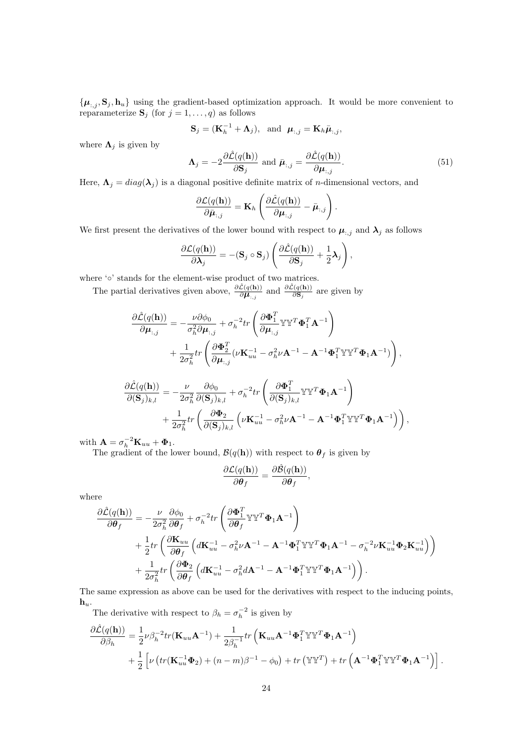$\{\boldsymbol{\mu}_{:,j}, \mathbf{S}_j, \mathbf{h}_u\}$ using the gradient-based optimization approach. It would be more convenient to reparameterize $\mathbf{S}_j$ (for $j = 1, \ldots, q$) as follows

$$\mathbf{S}_j = (\mathbf{K}_h^{-1} + \boldsymbol{\Lambda}_j), \quad \text{and} \quad \boldsymbol{\mu}_{:,j} = \mathbf{K}_h \bar{\boldsymbol{\mu}}_{:,j},$$

where $\boldsymbol{\Lambda}_j$ is given by

$$\boldsymbol{\Lambda}_j = -2\frac{\partial \hat{\mathcal{L}}(q(\mathbf{h}))}{\partial \mathbf{S}_j} \text{ and } \bar{\boldsymbol{\mu}}_{:,j} = \frac{\partial \hat{\mathcal{L}}(q(\mathbf{h}))}{\partial \boldsymbol{\mu}_{:,j}}. \tag{51}$$

Here, $\boldsymbol{\Lambda}_j = diag(\boldsymbol{\lambda}_j)$ is a diagonal positive definite matrix of $n$-dimensional vectors, and

$$\frac{\partial \mathcal{L}(q(\mathbf{h}))}{\partial \bar{\boldsymbol{\mu}}_{:,j}} = \mathbf{K}_h \left( \frac{\partial \hat{\mathcal{L}}(q(\mathbf{h}))}{\partial \boldsymbol{\mu}_{:,j}} - \bar{\boldsymbol{\mu}}_{:,j} \right).$$

We first present the derivatives of the lower bound with respect to $\boldsymbol{\mu}_{:,j}$ and $\boldsymbol{\lambda}_j$ as follows

$$\frac{\partial \mathcal{L}(q(\mathbf{h}))}{\partial \boldsymbol{\lambda}_j} = -(\mathbf{S}_j \circ \mathbf{S}_j) \left( \frac{\partial \hat{\mathcal{L}}(q(\mathbf{h}))}{\partial \mathbf{S}_j} + \frac{1}{2}\boldsymbol{\lambda}_j \right),$$

where '$\circ$' stands for the element-wise product of two matrices.

The partial derivatives given above, $\frac{\partial \hat{\mathcal{L}}(q(\mathbf{h}))}{\partial \boldsymbol{\mu}_{:,j}}$ and $\frac{\partial \hat{\mathcal{L}}(q(\mathbf{h}))}{\partial \mathbf{S}_j}$ are given by

$$\begin{aligned}
\frac{\partial \hat{\mathcal{L}}(q(\mathbf{h}))}{\partial \boldsymbol{\mu}_{:,j}} &= -\frac{\nu \partial \phi_0}{\sigma_h^2 \partial \boldsymbol{\mu}_{:,j}} + \sigma_h^{-2} tr\left( \frac{\partial \boldsymbol{\Phi}_1^T}{\partial \boldsymbol{\mu}_{:,j}} \mathbb{Y}\mathbb{Y}^T \boldsymbol{\Phi}_1^T \mathbf{A}^{-1} \right) \\
&\quad + \frac{1}{2\sigma_h^2} tr\left( \frac{\partial \boldsymbol{\Phi}_2^T}{\partial \boldsymbol{\mu}_{:,j}} (\nu \mathbf{K}_{uu}^{-1} - \sigma_h^2 \nu \mathbf{A}^{-1} - \mathbf{A}^{-1}\boldsymbol{\Phi}_1^T \mathbb{Y}\mathbb{Y}^T \boldsymbol{\Phi}_1 \mathbf{A}^{-1}) \right),
\end{aligned}$$

$$\begin{aligned}
\frac{\partial \hat{\mathcal{L}}(q(\mathbf{h}))}{\partial (\mathbf{S}_j)_{k,l}} &= -\frac{\nu}{2\sigma_h^2} \frac{\partial \phi_0}{\partial (\mathbf{S}_j)_{k,l}} + \sigma_h^{-2} tr\left( \frac{\partial \boldsymbol{\Phi}_1^T}{\partial (\mathbf{S}_j)_{k,l}} \mathbb{Y}\mathbb{Y}^T \boldsymbol{\Phi}_1 \mathbf{A}^{-1} \right) \\
&\quad + \frac{1}{2\sigma_h^2} tr\left( \frac{\partial \boldsymbol{\Phi}_2}{\partial (\mathbf{S}_j)_{k,l}} \left( \nu \mathbf{K}_{uu}^{-1} - \sigma_h^2 \nu \mathbf{A}^{-1} - \mathbf{A}^{-1}\boldsymbol{\Phi}_1^T \mathbb{Y}\mathbb{Y}^T \boldsymbol{\Phi}_1 \mathbf{A}^{-1} \right) \right),
\end{aligned}$$

with $\mathbf{A} = \sigma_h^{-2}\mathbf{K}_{uu} + \boldsymbol{\Phi}_1$.

The gradient of the lower bound, $\mathcal{B}(q(\mathbf{h}))$ with respect to $\boldsymbol{\theta}_f$ is given by

$$\frac{\partial \mathcal{L}(q(\mathbf{h}))}{\partial \boldsymbol{\theta}_f} = \frac{\partial \hat{\mathcal{B}}(q(\mathbf{h}))}{\partial \boldsymbol{\theta}_f},$$

where

$$\begin{aligned}
\frac{\partial \hat{\mathcal{L}}(q(\mathbf{h}))}{\partial \boldsymbol{\theta}_f} &= -\frac{\nu}{2\sigma_h^2} \frac{\partial \phi_0}{\partial \boldsymbol{\theta}_f} + \sigma_h^{-2} tr\left( \frac{\partial \boldsymbol{\Phi}_1^T}{\partial \boldsymbol{\theta}_f} \mathbb{Y}\mathbb{Y}^T \boldsymbol{\Phi}_1 \mathbf{A}^{-1} \right) \\
&\quad + \frac{1}{2} tr\left( \frac{\partial \mathbf{K}_{uu}}{\partial \boldsymbol{\theta}_f} \left( d\mathbf{K}_{uu}^{-1} - \sigma_h^2 \nu \mathbf{A}^{-1} - \mathbf{A}^{-1}\boldsymbol{\Phi}_1^T \mathbb{Y}\mathbb{Y}^T \boldsymbol{\Phi}_1 \mathbf{A}^{-1} - \sigma_h^{-2}\nu \mathbf{K}_{uu}^{-1}\boldsymbol{\Phi}_2 \mathbf{K}_{uu}^{-1} \right) \right) \\
&\quad + \frac{1}{2\sigma_h^2} tr\left( \frac{\partial \boldsymbol{\Phi}_2}{\partial \boldsymbol{\theta}_f} \left( d\mathbf{K}_{uu}^{-1} - \sigma_h^2 d\mathbf{A}^{-1} - \mathbf{A}^{-1}\boldsymbol{\Phi}_1^T \mathbb{Y}\mathbb{Y}^T \boldsymbol{\Phi}_1 \mathbf{A}^{-1} \right) \right).
\end{aligned}$$

The same expression as above can be used for the derivatives with respect to the inducing points, $\mathbf{h}_u$.

The derivative with respect to $\beta_h = \sigma_h^{-2}$ is given by

$$\begin{aligned}
\frac{\partial \hat{\mathcal{L}}(q(\mathbf{h}))}{\partial \beta_h} &= \frac{1}{2}\nu \beta_h^{-2} tr(\mathbf{K}_{uu}\mathbf{A}^{-1}) + \frac{1}{2\beta_h^{-1}} tr\left( \mathbf{K}_{uu}\mathbf{A}^{-1}\boldsymbol{\Phi}_1^T \mathbb{Y}\mathbb{Y}^T \boldsymbol{\Phi}_1 \mathbf{A}^{-1} \right) \\
&\quad + \frac{1}{2}\left[ \nu \left( tr(\mathbf{K}_{uu}^{-1}\boldsymbol{\Phi}_2) + (n-m)\beta^{-1} - \phi_0 \right) + tr\left( \mathbb{Y}\mathbb{Y}^T \right) + tr\left( \mathbf{A}^{-1}\boldsymbol{\Phi}_1^T \mathbb{Y}\mathbb{Y}^T \boldsymbol{\Phi}_1 \mathbf{A}^{-1} \right) \right].
\end{aligned}$$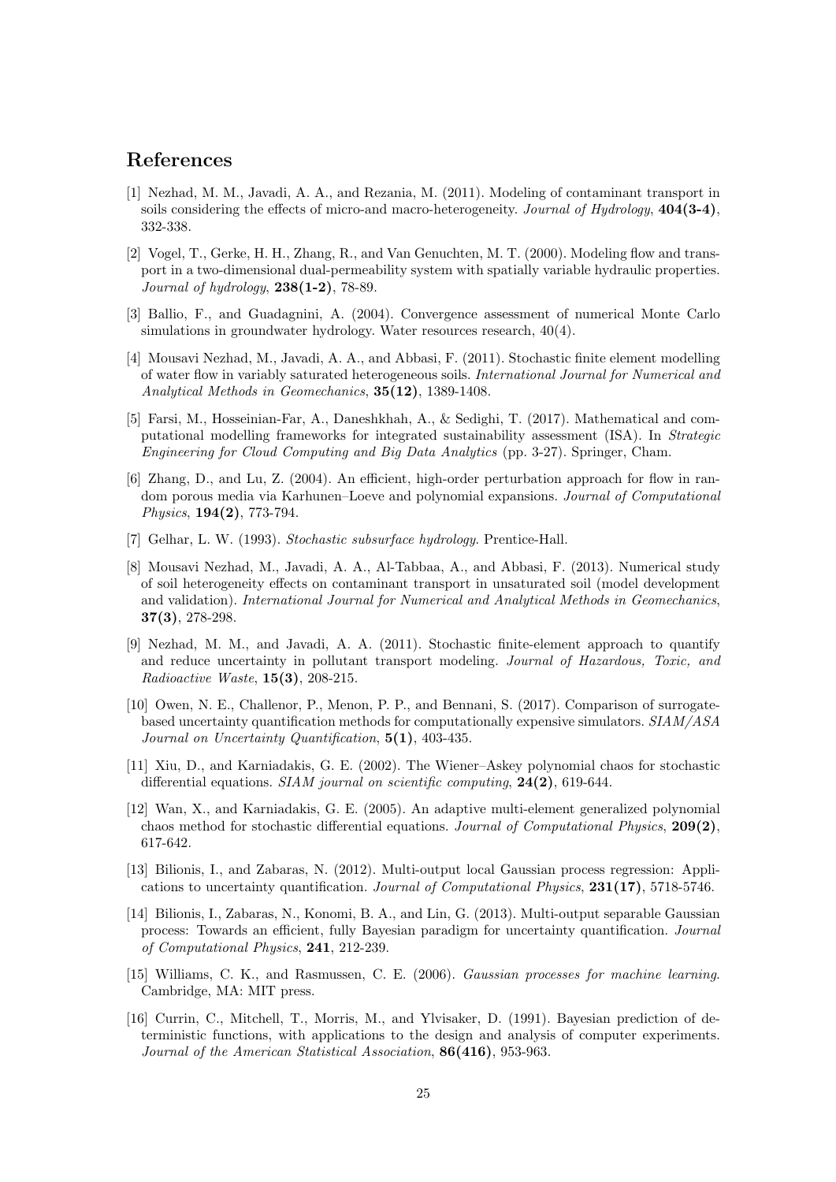# References

[1] Nezhad, M. M., Javadi, A. A., and Rezania, M. (2011). Modeling of contaminant transport in soils considering the effects of micro-and macro-heterogeneity. *Journal of Hydrology*, **404(3-4)**, 332-338.

[2] Vogel, T., Gerke, H. H., Zhang, R., and Van Genuchten, M. T. (2000). Modeling flow and transport in a two-dimensional dual-permeability system with spatially variable hydraulic properties. *Journal of hydrology*, **238(1-2)**, 78-89.

[3] Ballio, F., and Guadagnini, A. (2004). Convergence assessment of numerical Monte Carlo simulations in groundwater hydrology. Water resources research, 40(4).

[4] Mousavi Nezhad, M., Javadi, A. A., and Abbasi, F. (2011). Stochastic finite element modelling of water flow in variably saturated heterogeneous soils. *International Journal for Numerical and Analytical Methods in Geomechanics*, **35(12)**, 1389-1408.

[5] Farsi, M., Hosseinian-Far, A., Daneshkhah, A., & Sedighi, T. (2017). Mathematical and computational modelling frameworks for integrated sustainability assessment (ISA). In *Strategic Engineering for Cloud Computing and Big Data Analytics* (pp. 3-27). Springer, Cham.

[6] Zhang, D., and Lu, Z. (2004). An efficient, high-order perturbation approach for flow in random porous media via Karhunen–Loeve and polynomial expansions. *Journal of Computational Physics*, **194(2)**, 773-794.

[7] Gelhar, L. W. (1993). *Stochastic subsurface hydrology*. Prentice-Hall.

[8] Mousavi Nezhad, M., Javadi, A. A., Al-Tabbaa, A., and Abbasi, F. (2013). Numerical study of soil heterogeneity effects on contaminant transport in unsaturated soil (model development and validation). *International Journal for Numerical and Analytical Methods in Geomechanics*, **37(3)**, 278-298.

[9] Nezhad, M. M., and Javadi, A. A. (2011). Stochastic finite-element approach to quantify and reduce uncertainty in pollutant transport modeling. *Journal of Hazardous, Toxic, and Radioactive Waste*, **15(3)**, 208-215.

[10] Owen, N. E., Challenor, P., Menon, P. P., and Bennani, S. (2017). Comparison of surrogate-based uncertainty quantification methods for computationally expensive simulators. *SIAM/ASA Journal on Uncertainty Quantification*, **5(1)**, 403-435.

[11] Xiu, D., and Karniadakis, G. E. (2002). The Wiener–Askey polynomial chaos for stochastic differential equations. *SIAM journal on scientific computing*, **24(2)**, 619-644.

[12] Wan, X., and Karniadakis, G. E. (2005). An adaptive multi-element generalized polynomial chaos method for stochastic differential equations. *Journal of Computational Physics*, **209(2)**, 617-642.

[13] Bilionis, I., and Zabaras, N. (2012). Multi-output local Gaussian process regression: Applications to uncertainty quantification. *Journal of Computational Physics*, **231(17)**, 5718-5746.

[14] Bilionis, I., Zabaras, N., Konomi, B. A., and Lin, G. (2013). Multi-output separable Gaussian process: Towards an efficient, fully Bayesian paradigm for uncertainty quantification. *Journal of Computational Physics*, **241**, 212-239.

[15] Williams, C. K., and Rasmussen, C. E. (2006). *Gaussian processes for machine learning*. Cambridge, MA: MIT press.

[16] Currin, C., Mitchell, T., Morris, M., and Ylvisaker, D. (1991). Bayesian prediction of deterministic functions, with applications to the design and analysis of computer experiments. *Journal of the American Statistical Association*, **86(416)**, 953-963.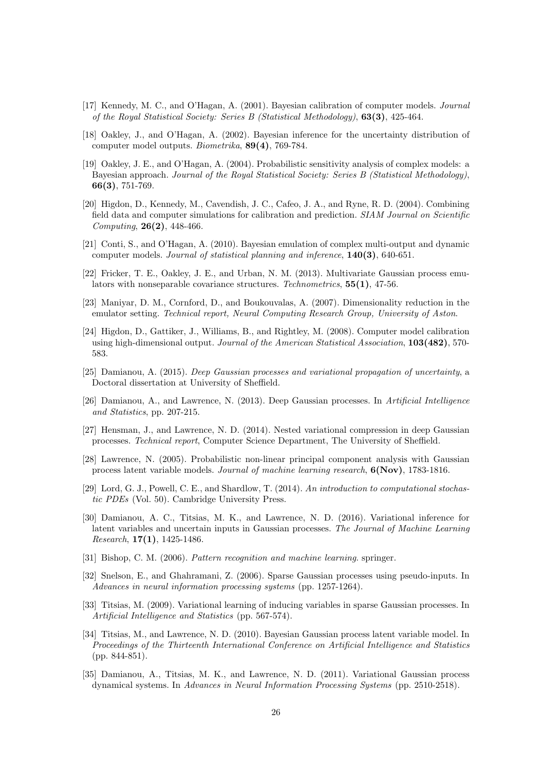[17] Kennedy, M. C., and O'Hagan, A. (2001). Bayesian calibration of computer models. *Journal of the Royal Statistical Society: Series B (Statistical Methodology)*, **63(3)**, 425-464.

[18] Oakley, J., and O'Hagan, A. (2002). Bayesian inference for the uncertainty distribution of computer model outputs. *Biometrika*, **89(4)**, 769-784.

[19] Oakley, J. E., and O'Hagan, A. (2004). Probabilistic sensitivity analysis of complex models: a Bayesian approach. *Journal of the Royal Statistical Society: Series B (Statistical Methodology)*, **66(3)**, 751-769.

[20] Higdon, D., Kennedy, M., Cavendish, J. C., Cafeo, J. A., and Ryne, R. D. (2004). Combining field data and computer simulations for calibration and prediction. *SIAM Journal on Scientific Computing*, **26(2)**, 448-466.

[21] Conti, S., and O'Hagan, A. (2010). Bayesian emulation of complex multi-output and dynamic computer models. *Journal of statistical planning and inference*, **140(3)**, 640-651.

[22] Fricker, T. E., Oakley, J. E., and Urban, N. M. (2013). Multivariate Gaussian process emulators with nonseparable covariance structures. *Technometrics*, **55(1)**, 47-56.

[23] Maniyar, D. M., Cornford, D., and Boukouvalas, A. (2007). Dimensionality reduction in the emulator setting. *Technical report, Neural Computing Research Group, University of Aston*.

[24] Higdon, D., Gattiker, J., Williams, B., and Rightley, M. (2008). Computer model calibration using high-dimensional output. *Journal of the American Statistical Association*, **103(482)**, 570-583.

[25] Damianou, A. (2015). *Deep Gaussian processes and variational propagation of uncertainty*, a Doctoral dissertation at University of Sheffield.

[26] Damianou, A., and Lawrence, N. (2013). Deep Gaussian processes. In *Artificial Intelligence and Statistics*, pp. 207-215.

[27] Hensman, J., and Lawrence, N. D. (2014). Nested variational compression in deep Gaussian processes. *Technical report*, Computer Science Department, The University of Sheffield.

[28] Lawrence, N. (2005). Probabilistic non-linear principal component analysis with Gaussian process latent variable models. *Journal of machine learning research*, **6(Nov)**, 1783-1816.

[29] Lord, G. J., Powell, C. E., and Shardlow, T. (2014). *An introduction to computational stochastic PDEs* (Vol. 50). Cambridge University Press.

[30] Damianou, A. C., Titsias, M. K., and Lawrence, N. D. (2016). Variational inference for latent variables and uncertain inputs in Gaussian processes. *The Journal of Machine Learning Research*, **17(1)**, 1425-1486.

[31] Bishop, C. M. (2006). *Pattern recognition and machine learning*. springer.

[32] Snelson, E., and Ghahramani, Z. (2006). Sparse Gaussian processes using pseudo-inputs. In *Advances in neural information processing systems* (pp. 1257-1264).

[33] Titsias, M. (2009). Variational learning of inducing variables in sparse Gaussian processes. In *Artificial Intelligence and Statistics* (pp. 567-574).

[34] Titsias, M., and Lawrence, N. D. (2010). Bayesian Gaussian process latent variable model. In *Proceedings of the Thirteenth International Conference on Artificial Intelligence and Statistics* (pp. 844-851).

[35] Damianou, A., Titsias, M. K., and Lawrence, N. D. (2011). Variational Gaussian process dynamical systems. In *Advances in Neural Information Processing Systems* (pp. 2510-2518).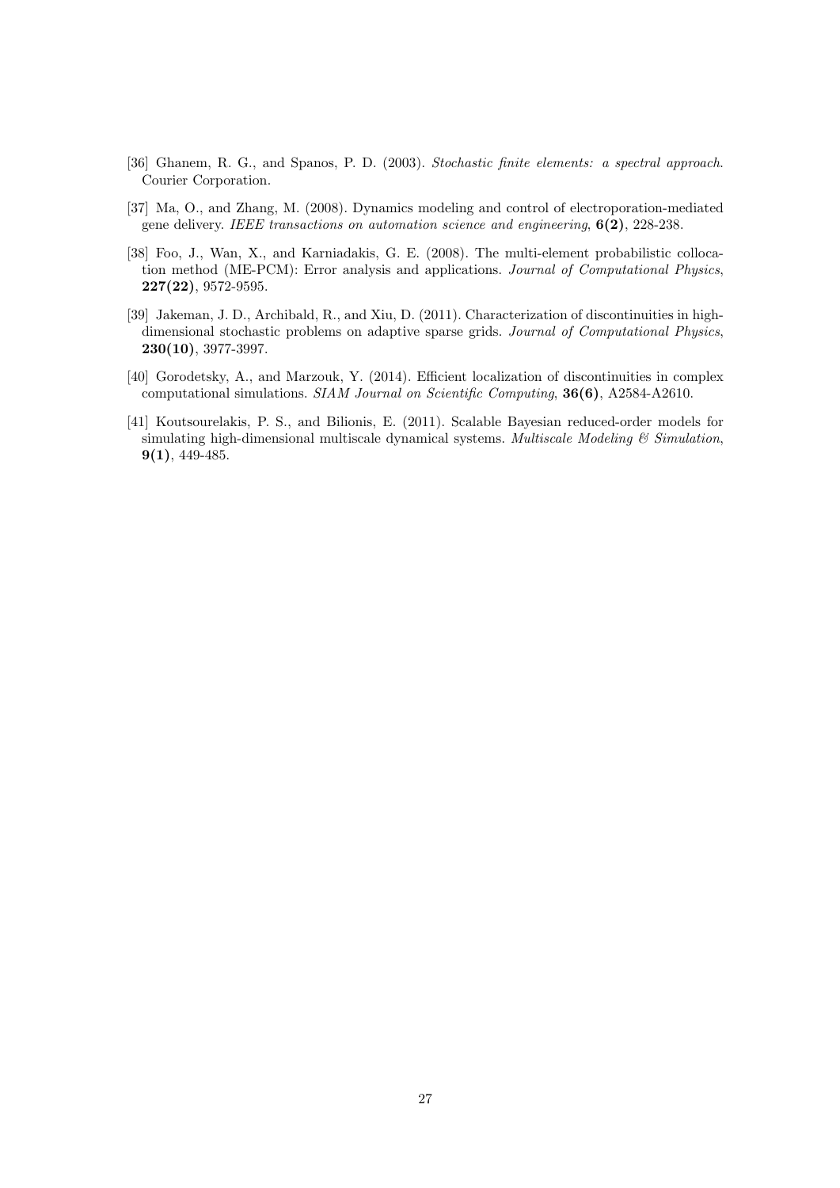[36] Ghanem, R. G., and Spanos, P. D. (2003). *Stochastic finite elements: a spectral approach*. Courier Corporation.

[37] Ma, O., and Zhang, M. (2008). Dynamics modeling and control of electroporation-mediated gene delivery. *IEEE transactions on automation science and engineering*, **6(2)**, 228-238.

[38] Foo, J., Wan, X., and Karniadakis, G. E. (2008). The multi-element probabilistic collocation method (ME-PCM): Error analysis and applications. *Journal of Computational Physics*, **227(22)**, 9572-9595.

[39] Jakeman, J. D., Archibald, R., and Xiu, D. (2011). Characterization of discontinuities in high-dimensional stochastic problems on adaptive sparse grids. *Journal of Computational Physics*, **230(10)**, 3977-3997.

[40] Gorodetsky, A., and Marzouk, Y. (2014). Efficient localization of discontinuities in complex computational simulations. *SIAM Journal on Scientific Computing*, **36(6)**, A2584-A2610.

[41] Koutsourelakis, P. S., and Bilionis, E. (2011). Scalable Bayesian reduced-order models for simulating high-dimensional multiscale dynamical systems. *Multiscale Modeling & Simulation*, **9(1)**, 449-485.